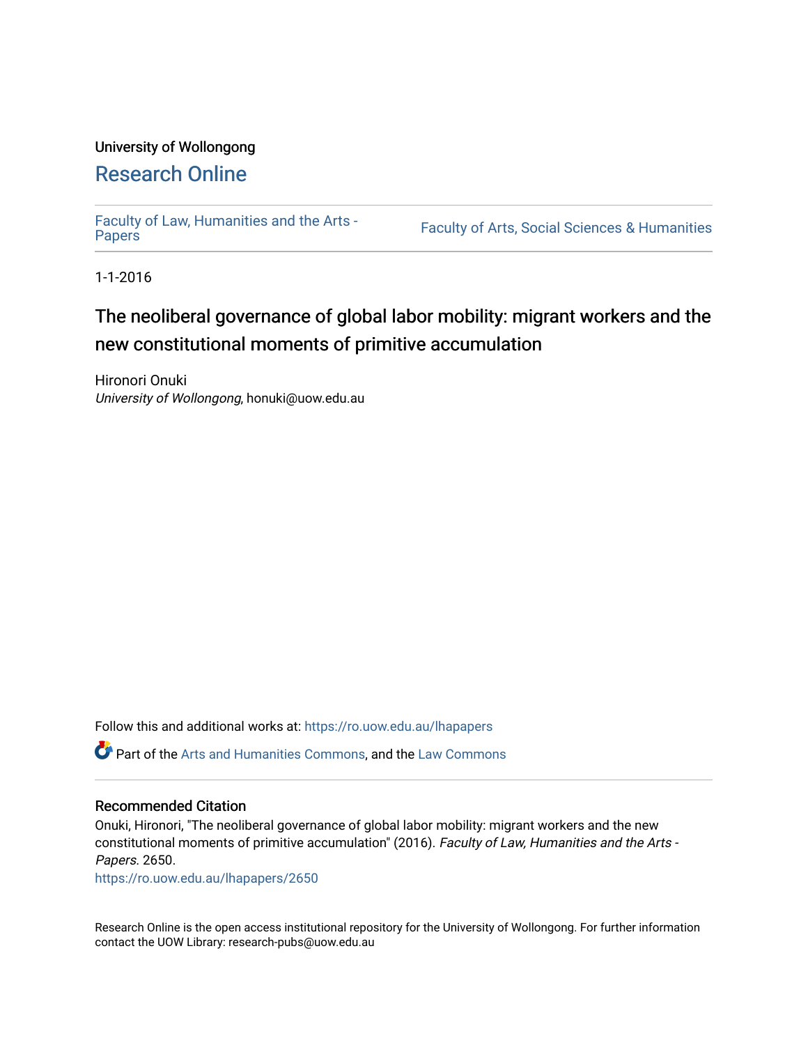University of Wollongong

# Research Online

Faculty of Law, Humanities and the Arts - Papers

Faculty of Arts, Social Sciences & Humanities

1-1-2016

## The neoliberal governance of global labor mobility: migrant workers and the new constitutional moments of primitive accumulation

Hironori Onuki
*University of Wollongong*, honuki@uow.edu.au

Follow this and additional works at: https://ro.uow.edu.au/lhapapers

Part of the Arts and Humanities Commons, and the Law Commons

### Recommended Citation

Onuki, Hironori, "The neoliberal governance of global labor mobility: migrant workers and the new constitutional moments of primitive accumulation" (2016). *Faculty of Law, Humanities and the Arts - Papers*. 2650.
https://ro.uow.edu.au/lhapapers/2650

Research Online is the open access institutional repository for the University of Wollongong. For further information contact the UOW Library: research-pubs@uow.edu.au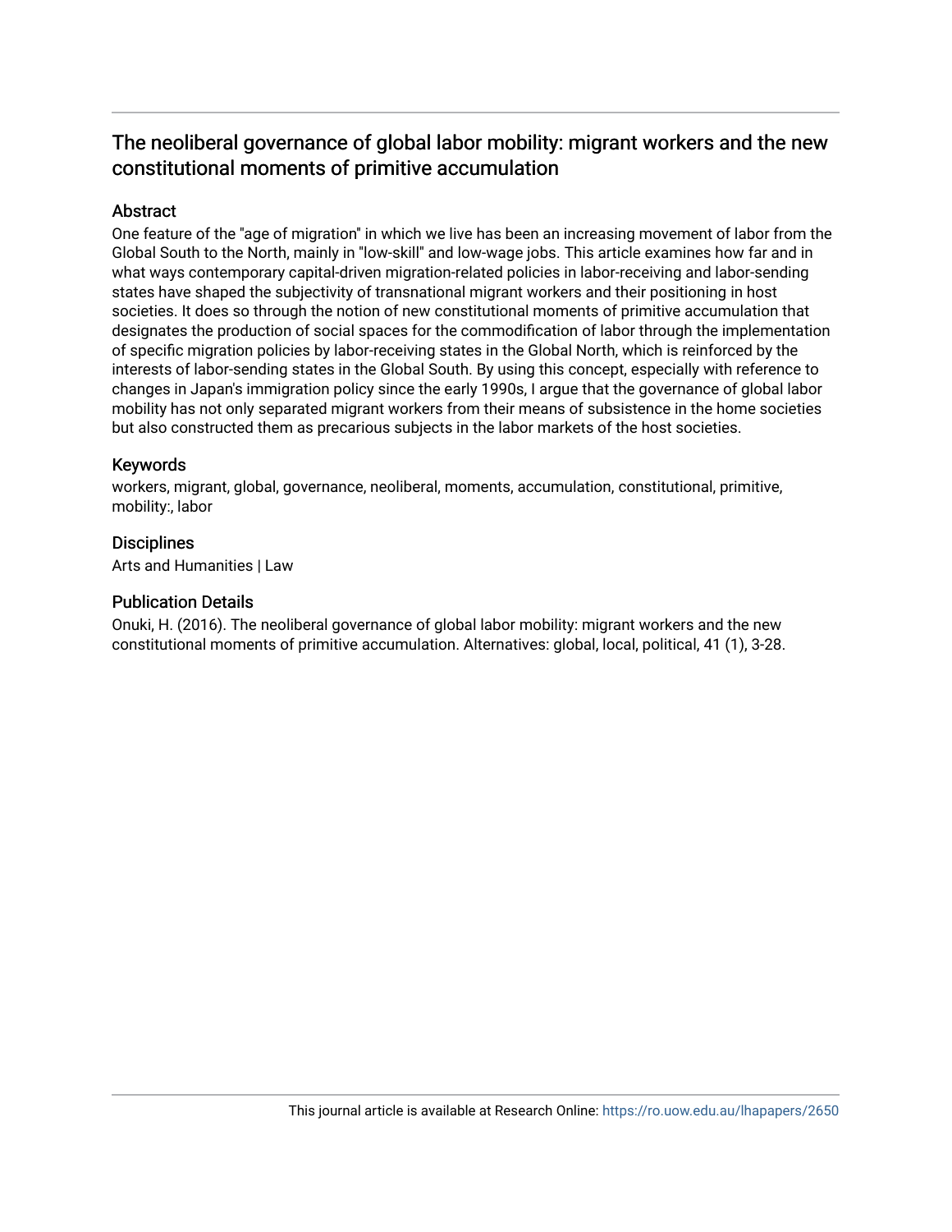## The neoliberal governance of global labor mobility: migrant workers and the new constitutional moments of primitive accumulation

### Abstract

One feature of the "age of migration" in which we live has been an increasing movement of labor from the Global South to the North, mainly in "low-skill" and low-wage jobs. This article examines how far and in what ways contemporary capital-driven migration-related policies in labor-receiving and labor-sending states have shaped the subjectivity of transnational migrant workers and their positioning in host societies. It does so through the notion of new constitutional moments of primitive accumulation that designates the production of social spaces for the commodification of labor through the implementation of specific migration policies by labor-receiving states in the Global North, which is reinforced by the interests of labor-sending states in the Global South. By using this concept, especially with reference to changes in Japan's immigration policy since the early 1990s, I argue that the governance of global labor mobility has not only separated migrant workers from their means of subsistence in the home societies but also constructed them as precarious subjects in the labor markets of the host societies.

### Keywords

workers, migrant, global, governance, neoliberal, moments, accumulation, constitutional, primitive, mobility:, labor

### Disciplines

Arts and Humanities | Law

### Publication Details

Onuki, H. (2016). The neoliberal governance of global labor mobility: migrant workers and the new constitutional moments of primitive accumulation. Alternatives: global, local, political, 41 (1), 3-28.

This journal article is available at Research Online: https://ro.uow.edu.au/lhapapers/2650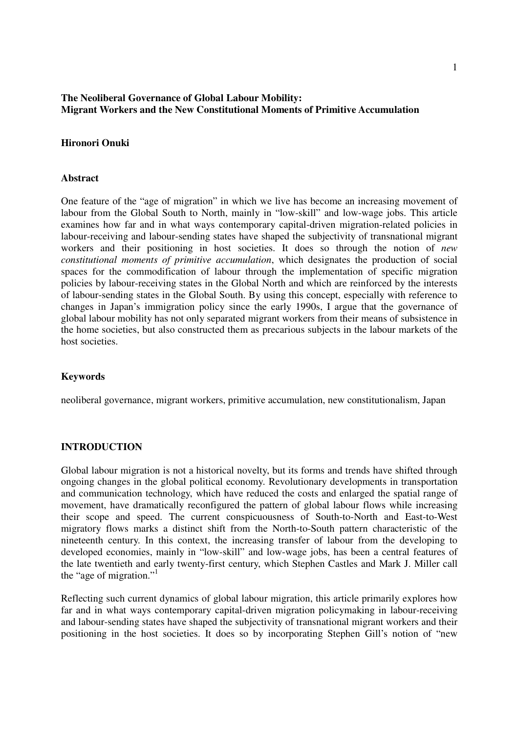**The Neoliberal Governance of Global Labour Mobility: Migrant Workers and the New Constitutional Moments of Primitive Accumulation**

**Hironori Onuki**

**Abstract**

One feature of the "age of migration" in which we live has become an increasing movement of labour from the Global South to North, mainly in "low-skill" and low-wage jobs. This article examines how far and in what ways contemporary capital-driven migration-related policies in labour-receiving and labour-sending states have shaped the subjectivity of transnational migrant workers and their positioning in host societies. It does so through the notion of *new constitutional moments of primitive accumulation*, which designates the production of social spaces for the commodification of labour through the implementation of specific migration policies by labour-receiving states in the Global North and which are reinforced by the interests of labour-sending states in the Global South. By using this concept, especially with reference to changes in Japan's immigration policy since the early 1990s, I argue that the governance of global labour mobility has not only separated migrant workers from their means of subsistence in the home societies, but also constructed them as precarious subjects in the labour markets of the host societies.

**Keywords**

neoliberal governance, migrant workers, primitive accumulation, new constitutionalism, Japan

**INTRODUCTION**

Global labour migration is not a historical novelty, but its forms and trends have shifted through ongoing changes in the global political economy. Revolutionary developments in transportation and communication technology, which have reduced the costs and enlarged the spatial range of movement, have dramatically reconfigured the pattern of global labour flows while increasing their scope and speed. The current conspicuousness of South-to-North and East-to-West migratory flows marks a distinct shift from the North-to-South pattern characteristic of the nineteenth century. In this context, the increasing transfer of labour from the developing to developed economies, mainly in "low-skill" and low-wage jobs, has been a central features of the late twentieth and early twenty-first century, which Stephen Castles and Mark J. Miller call the "age of migration."[1]

Reflecting such current dynamics of global labour migration, this article primarily explores how far and in what ways contemporary capital-driven migration policymaking in labour-receiving and labour-sending states have shaped the subjectivity of transnational migrant workers and their positioning in the host societies. It does so by incorporating Stephen Gill's notion of "new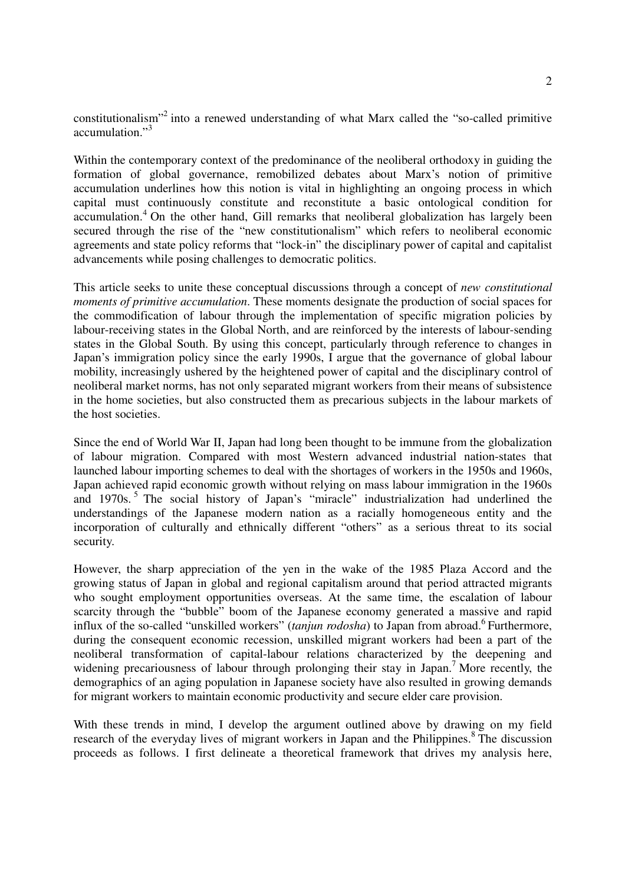constitutionalism"[2] into a renewed understanding of what Marx called the "so-called primitive accumulation."[3]

Within the contemporary context of the predominance of the neoliberal orthodoxy in guiding the formation of global governance, remobilized debates about Marx's notion of primitive accumulation underlines how this notion is vital in highlighting an ongoing process in which capital must continuously constitute and reconstitute a basic ontological condition for accumulation.[4] On the other hand, Gill remarks that neoliberal globalization has largely been secured through the rise of the "new constitutionalism" which refers to neoliberal economic agreements and state policy reforms that "lock-in" the disciplinary power of capital and capitalist advancements while posing challenges to democratic politics.

This article seeks to unite these conceptual discussions through a concept of *new constitutional moments of primitive accumulation*. These moments designate the production of social spaces for the commodification of labour through the implementation of specific migration policies by labour-receiving states in the Global North, and are reinforced by the interests of labour-sending states in the Global South. By using this concept, particularly through reference to changes in Japan's immigration policy since the early 1990s, I argue that the governance of global labour mobility, increasingly ushered by the heightened power of capital and the disciplinary control of neoliberal market norms, has not only separated migrant workers from their means of subsistence in the home societies, but also constructed them as precarious subjects in the labour markets of the host societies.

Since the end of World War II, Japan had long been thought to be immune from the globalization of labour migration. Compared with most Western advanced industrial nation-states that launched labour importing schemes to deal with the shortages of workers in the 1950s and 1960s, Japan achieved rapid economic growth without relying on mass labour immigration in the 1960s and 1970s.[5] The social history of Japan's "miracle" industrialization had underlined the understandings of the Japanese modern nation as a racially homogeneous entity and the incorporation of culturally and ethnically different "others" as a serious threat to its social security.

However, the sharp appreciation of the yen in the wake of the 1985 Plaza Accord and the growing status of Japan in global and regional capitalism around that period attracted migrants who sought employment opportunities overseas. At the same time, the escalation of labour scarcity through the "bubble" boom of the Japanese economy generated a massive and rapid influx of the so-called "unskilled workers" (*tanjun rodosha*) to Japan from abroad.[6] Furthermore, during the consequent economic recession, unskilled migrant workers had been a part of the neoliberal transformation of capital-labour relations characterized by the deepening and widening precariousness of labour through prolonging their stay in Japan.[7] More recently, the demographics of an aging population in Japanese society have also resulted in growing demands for migrant workers to maintain economic productivity and secure elder care provision.

With these trends in mind, I develop the argument outlined above by drawing on my field research of the everyday lives of migrant workers in Japan and the Philippines.[8] The discussion proceeds as follows. I first delineate a theoretical framework that drives my analysis here,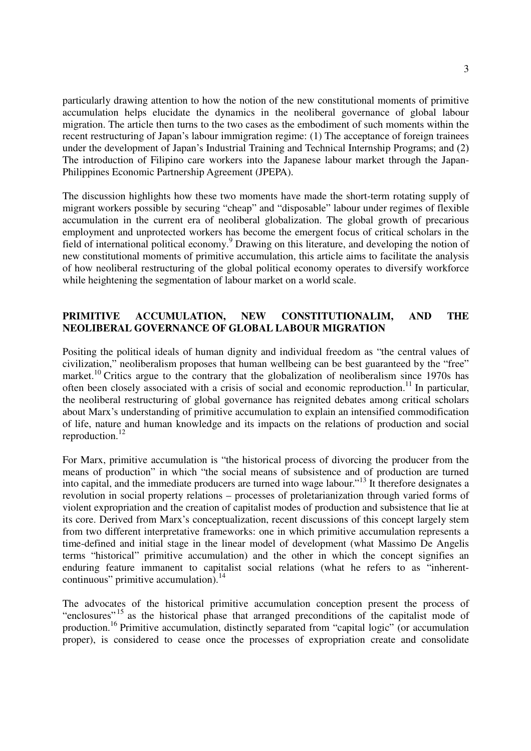particularly drawing attention to how the notion of the new constitutional moments of primitive accumulation helps elucidate the dynamics in the neoliberal governance of global labour migration. The article then turns to the two cases as the embodiment of such moments within the recent restructuring of Japan's labour immigration regime: (1) The acceptance of foreign trainees under the development of Japan's Industrial Training and Technical Internship Programs; and (2) The introduction of Filipino care workers into the Japanese labour market through the Japan-Philippines Economic Partnership Agreement (JPEPA).

The discussion highlights how these two moments have made the short-term rotating supply of migrant workers possible by securing "cheap" and "disposable" labour under regimes of flexible accumulation in the current era of neoliberal globalization. The global growth of precarious employment and unprotected workers has become the emergent focus of critical scholars in the field of international political economy.[9] Drawing on this literature, and developing the notion of new constitutional moments of primitive accumulation, this article aims to facilitate the analysis of how neoliberal restructuring of the global political economy operates to diversify workforce while heightening the segmentation of labour market on a world scale.

## PRIMITIVE ACCUMULATION, NEW CONSTITUTIONALIM, AND THE NEOLIBERAL GOVERNANCE OF GLOBAL LABOUR MIGRATION

Positing the political ideals of human dignity and individual freedom as "the central values of civilization," neoliberalism proposes that human wellbeing can be best guaranteed by the "free" market.[10] Critics argue to the contrary that the globalization of neoliberalism since 1970s has often been closely associated with a crisis of social and economic reproduction.[11] In particular, the neoliberal restructuring of global governance has reignited debates among critical scholars about Marx's understanding of primitive accumulation to explain an intensified commodification of life, nature and human knowledge and its impacts on the relations of production and social reproduction.[12]

For Marx, primitive accumulation is "the historical process of divorcing the producer from the means of production" in which "the social means of subsistence and of production are turned into capital, and the immediate producers are turned into wage labour."[13] It therefore designates a revolution in social property relations – processes of proletarianization through varied forms of violent expropriation and the creation of capitalist modes of production and subsistence that lie at its core. Derived from Marx's conceptualization, recent discussions of this concept largely stem from two different interpretative frameworks: one in which primitive accumulation represents a time-defined and initial stage in the linear model of development (what Massimo De Angelis terms "historical" primitive accumulation) and the other in which the concept signifies an enduring feature immanent to capitalist social relations (what he refers to as "inherent-continuous" primitive accumulation).[14]

The advocates of the historical primitive accumulation conception present the process of "enclosures"[15] as the historical phase that arranged preconditions of the capitalist mode of production.[16] Primitive accumulation, distinctly separated from "capital logic" (or accumulation proper), is considered to cease once the processes of expropriation create and consolidate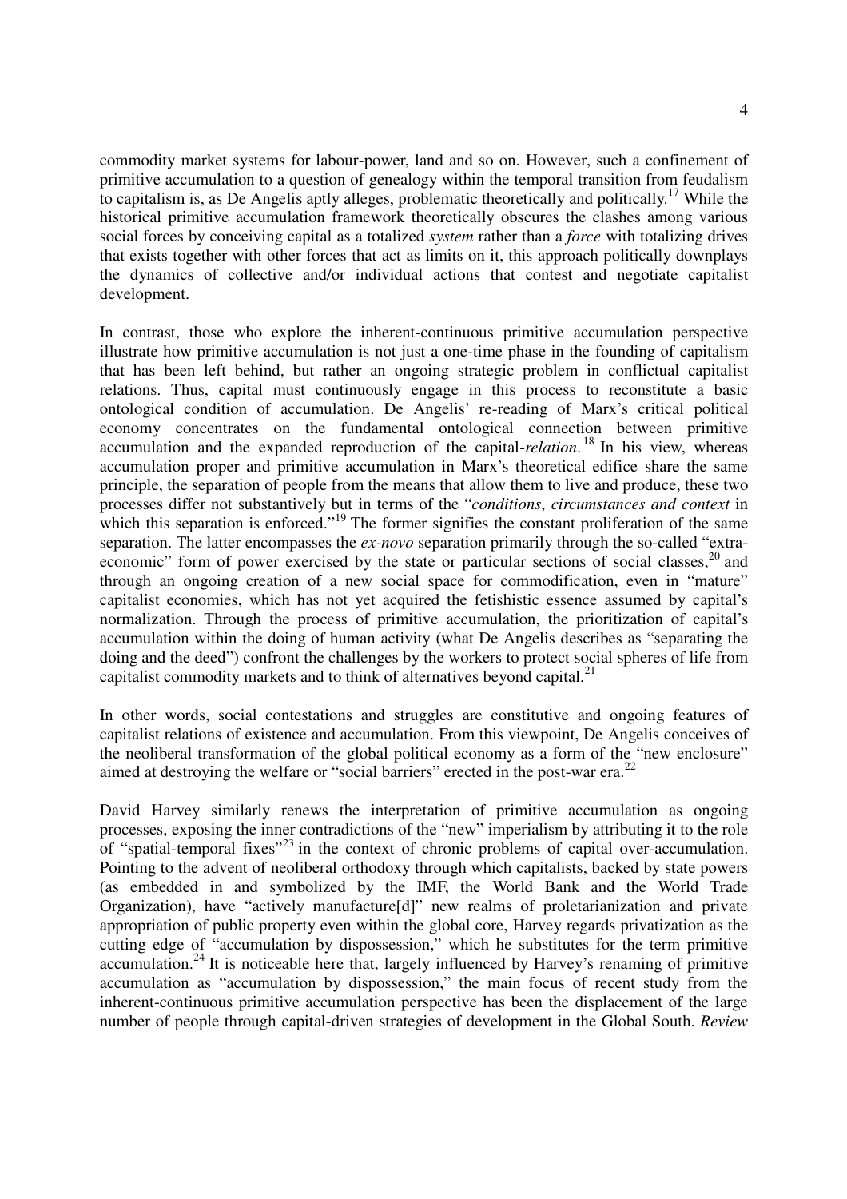commodity market systems for labour-power, land and so on. However, such a confinement of primitive accumulation to a question of genealogy within the temporal transition from feudalism to capitalism is, as De Angelis aptly alleges, problematic theoretically and politically.[17] While the historical primitive accumulation framework theoretically obscures the clashes among various social forces by conceiving capital as a totalized *system* rather than a *force* with totalizing drives that exists together with other forces that act as limits on it, this approach politically downplays the dynamics of collective and/or individual actions that contest and negotiate capitalist development.

In contrast, those who explore the inherent-continuous primitive accumulation perspective illustrate how primitive accumulation is not just a one-time phase in the founding of capitalism that has been left behind, but rather an ongoing strategic problem in conflictual capitalist relations. Thus, capital must continuously engage in this process to reconstitute a basic ontological condition of accumulation. De Angelis' re-reading of Marx's critical political economy concentrates on the fundamental ontological connection between primitive accumulation and the expanded reproduction of the capital-*relation*.[18] In his view, whereas accumulation proper and primitive accumulation in Marx's theoretical edifice share the same principle, the separation of people from the means that allow them to live and produce, these two processes differ not substantively but in terms of the "*conditions*, *circumstances and context* in which this separation is enforced."[19] The former signifies the constant proliferation of the same separation. The latter encompasses the *ex-novo* separation primarily through the so-called "extra-economic" form of power exercised by the state or particular sections of social classes,[20] and through an ongoing creation of a new social space for commodification, even in "mature" capitalist economies, which has not yet acquired the fetishistic essence assumed by capital's normalization. Through the process of primitive accumulation, the prioritization of capital's accumulation within the doing of human activity (what De Angelis describes as "separating the doing and the deed") confront the challenges by the workers to protect social spheres of life from capitalist commodity markets and to think of alternatives beyond capital.[21]

In other words, social contestations and struggles are constitutive and ongoing features of capitalist relations of existence and accumulation. From this viewpoint, De Angelis conceives of the neoliberal transformation of the global political economy as a form of the "new enclosure" aimed at destroying the welfare or "social barriers" erected in the post-war era.[22]

David Harvey similarly renews the interpretation of primitive accumulation as ongoing processes, exposing the inner contradictions of the "new" imperialism by attributing it to the role of "spatial-temporal fixes"[23] in the context of chronic problems of capital over-accumulation. Pointing to the advent of neoliberal orthodoxy through which capitalists, backed by state powers (as embedded in and symbolized by the IMF, the World Bank and the World Trade Organization), have "actively manufacture[d]" new realms of proletarianization and private appropriation of public property even within the global core, Harvey regards privatization as the cutting edge of "accumulation by dispossession," which he substitutes for the term primitive accumulation.[24] It is noticeable here that, largely influenced by Harvey's renaming of primitive accumulation as "accumulation by dispossession," the main focus of recent study from the inherent-continuous primitive accumulation perspective has been the displacement of the large number of people through capital-driven strategies of development in the Global South. *Review*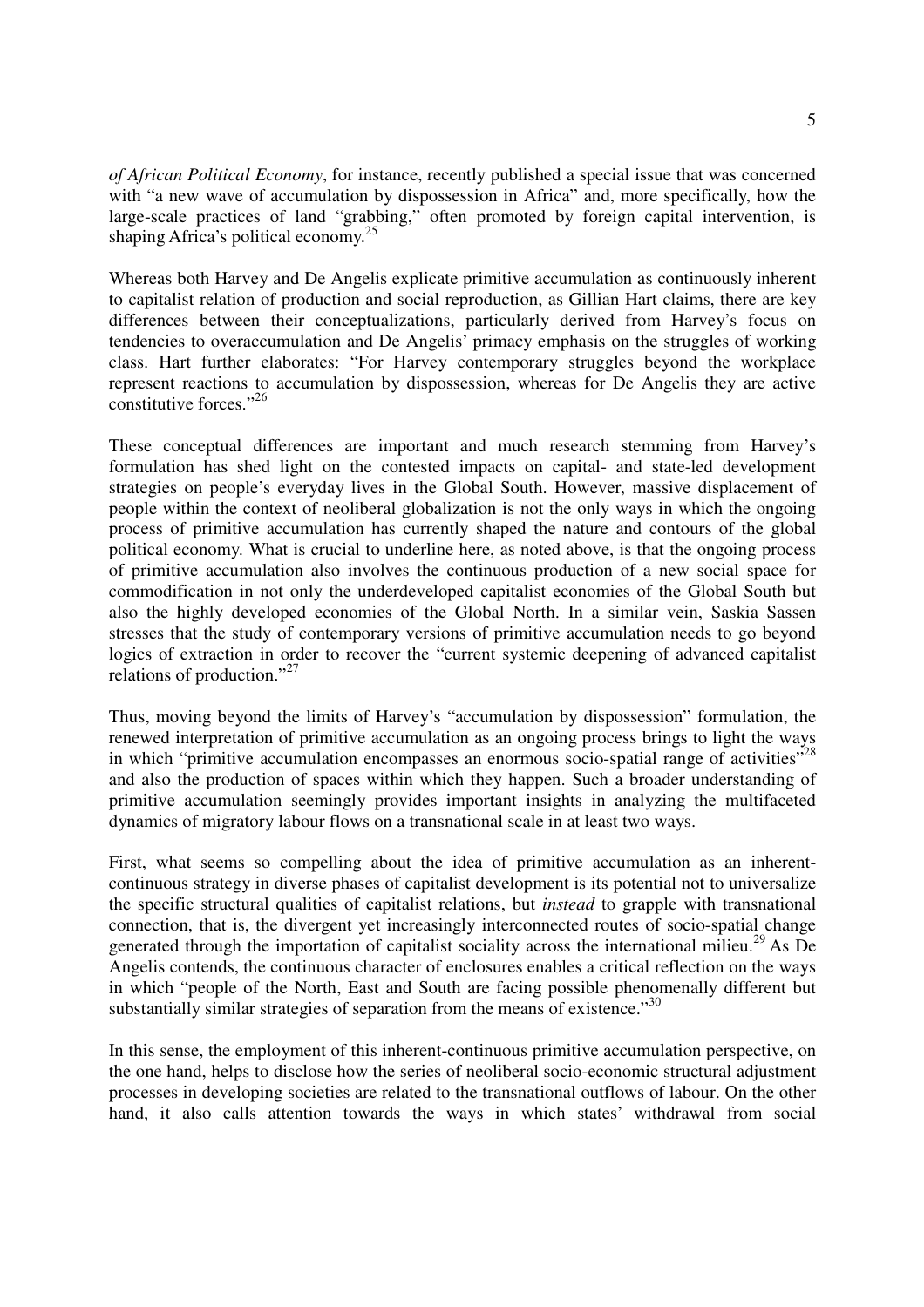*of African Political Economy*, for instance, recently published a special issue that was concerned with "a new wave of accumulation by dispossession in Africa" and, more specifically, how the large-scale practices of land "grabbing," often promoted by foreign capital intervention, is shaping Africa's political economy.[25]

Whereas both Harvey and De Angelis explicate primitive accumulation as continuously inherent to capitalist relation of production and social reproduction, as Gillian Hart claims, there are key differences between their conceptualizations, particularly derived from Harvey's focus on tendencies to overaccumulation and De Angelis' primacy emphasis on the struggles of working class. Hart further elaborates: "For Harvey contemporary struggles beyond the workplace represent reactions to accumulation by dispossession, whereas for De Angelis they are active constitutive forces."[26]

These conceptual differences are important and much research stemming from Harvey's formulation has shed light on the contested impacts on capital- and state-led development strategies on people's everyday lives in the Global South. However, massive displacement of people within the context of neoliberal globalization is not the only ways in which the ongoing process of primitive accumulation has currently shaped the nature and contours of the global political economy. What is crucial to underline here, as noted above, is that the ongoing process of primitive accumulation also involves the continuous production of a new social space for commodification in not only the underdeveloped capitalist economies of the Global South but also the highly developed economies of the Global North. In a similar vein, Saskia Sassen stresses that the study of contemporary versions of primitive accumulation needs to go beyond logics of extraction in order to recover the "current systemic deepening of advanced capitalist relations of production."[27]

Thus, moving beyond the limits of Harvey's "accumulation by dispossession" formulation, the renewed interpretation of primitive accumulation as an ongoing process brings to light the ways in which "primitive accumulation encompasses an enormous socio-spatial range of activities"[28] and also the production of spaces within which they happen. Such a broader understanding of primitive accumulation seemingly provides important insights in analyzing the multifaceted dynamics of migratory labour flows on a transnational scale in at least two ways.

First, what seems so compelling about the idea of primitive accumulation as an inherent-continuous strategy in diverse phases of capitalist development is its potential not to universalize the specific structural qualities of capitalist relations, but *instead* to grapple with transnational connection, that is, the divergent yet increasingly interconnected routes of socio-spatial change generated through the importation of capitalist sociality across the international milieu.[29] As De Angelis contends, the continuous character of enclosures enables a critical reflection on the ways in which "people of the North, East and South are facing possible phenomenally different but substantially similar strategies of separation from the means of existence."[30]

In this sense, the employment of this inherent-continuous primitive accumulation perspective, on the one hand, helps to disclose how the series of neoliberal socio-economic structural adjustment processes in developing societies are related to the transnational outflows of labour. On the other hand, it also calls attention towards the ways in which states' withdrawal from social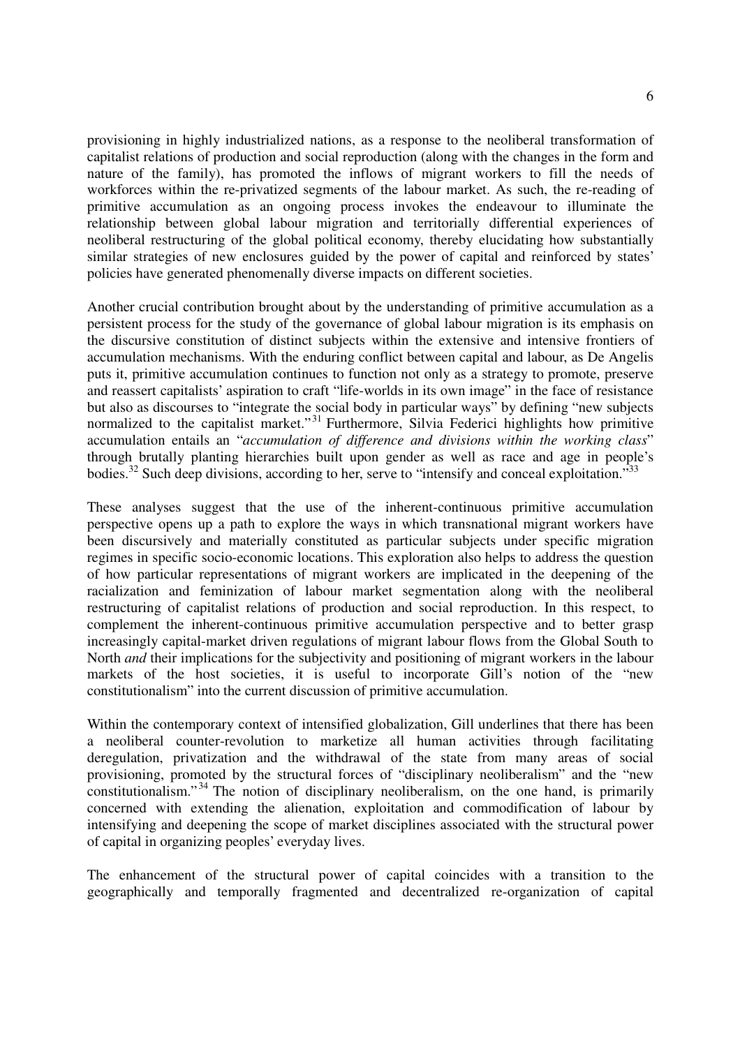provisioning in highly industrialized nations, as a response to the neoliberal transformation of capitalist relations of production and social reproduction (along with the changes in the form and nature of the family), has promoted the inflows of migrant workers to fill the needs of workforces within the re-privatized segments of the labour market. As such, the re-reading of primitive accumulation as an ongoing process invokes the endeavour to illuminate the relationship between global labour migration and territorially differential experiences of neoliberal restructuring of the global political economy, thereby elucidating how substantially similar strategies of new enclosures guided by the power of capital and reinforced by states' policies have generated phenomenally diverse impacts on different societies.

Another crucial contribution brought about by the understanding of primitive accumulation as a persistent process for the study of the governance of global labour migration is its emphasis on the discursive constitution of distinct subjects within the extensive and intensive frontiers of accumulation mechanisms. With the enduring conflict between capital and labour, as De Angelis puts it, primitive accumulation continues to function not only as a strategy to promote, preserve and reassert capitalists' aspiration to craft "life-worlds in its own image" in the face of resistance but also as discourses to "integrate the social body in particular ways" by defining "new subjects normalized to the capitalist market."[31] Furthermore, Silvia Federici highlights how primitive accumulation entails an "*accumulation of difference and divisions within the working class*" through brutally planting hierarchies built upon gender as well as race and age in people's bodies.[32] Such deep divisions, according to her, serve to "intensify and conceal exploitation."[33]

These analyses suggest that the use of the inherent-continuous primitive accumulation perspective opens up a path to explore the ways in which transnational migrant workers have been discursively and materially constituted as particular subjects under specific migration regimes in specific socio-economic locations. This exploration also helps to address the question of how particular representations of migrant workers are implicated in the deepening of the racialization and feminization of labour market segmentation along with the neoliberal restructuring of capitalist relations of production and social reproduction. In this respect, to complement the inherent-continuous primitive accumulation perspective and to better grasp increasingly capital-market driven regulations of migrant labour flows from the Global South to North *and* their implications for the subjectivity and positioning of migrant workers in the labour markets of the host societies, it is useful to incorporate Gill's notion of the "new constitutionalism" into the current discussion of primitive accumulation.

Within the contemporary context of intensified globalization, Gill underlines that there has been a neoliberal counter-revolution to marketize all human activities through facilitating deregulation, privatization and the withdrawal of the state from many areas of social provisioning, promoted by the structural forces of "disciplinary neoliberalism" and the "new constitutionalism."[34] The notion of disciplinary neoliberalism, on the one hand, is primarily concerned with extending the alienation, exploitation and commodification of labour by intensifying and deepening the scope of market disciplines associated with the structural power of capital in organizing peoples' everyday lives.

The enhancement of the structural power of capital coincides with a transition to the geographically and temporally fragmented and decentralized re-organization of capital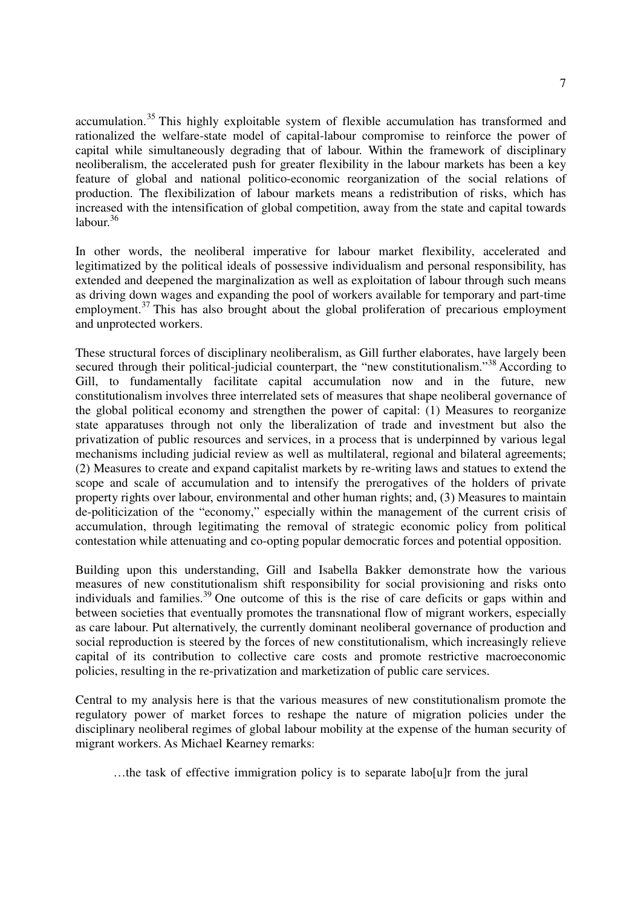accumulation.[35] This highly exploitable system of flexible accumulation has transformed and rationalized the welfare-state model of capital-labour compromise to reinforce the power of capital while simultaneously degrading that of labour. Within the framework of disciplinary neoliberalism, the accelerated push for greater flexibility in the labour markets has been a key feature of global and national politico-economic reorganization of the social relations of production. The flexibilization of labour markets means a redistribution of risks, which has increased with the intensification of global competition, away from the state and capital towards labour.[36]

In other words, the neoliberal imperative for labour market flexibility, accelerated and legitimatized by the political ideals of possessive individualism and personal responsibility, has extended and deepened the marginalization as well as exploitation of labour through such means as driving down wages and expanding the pool of workers available for temporary and part-time employment.[37] This has also brought about the global proliferation of precarious employment and unprotected workers.

These structural forces of disciplinary neoliberalism, as Gill further elaborates, have largely been secured through their political-judicial counterpart, the "new constitutionalism."[38] According to Gill, to fundamentally facilitate capital accumulation now and in the future, new constitutionalism involves three interrelated sets of measures that shape neoliberal governance of the global political economy and strengthen the power of capital: (1) Measures to reorganize state apparatuses through not only the liberalization of trade and investment but also the privatization of public resources and services, in a process that is underpinned by various legal mechanisms including judicial review as well as multilateral, regional and bilateral agreements; (2) Measures to create and expand capitalist markets by re-writing laws and statues to extend the scope and scale of accumulation and to intensify the prerogatives of the holders of private property rights over labour, environmental and other human rights; and, (3) Measures to maintain de-politicization of the "economy," especially within the management of the current crisis of accumulation, through legitimating the removal of strategic economic policy from political contestation while attenuating and co-opting popular democratic forces and potential opposition.

Building upon this understanding, Gill and Isabella Bakker demonstrate how the various measures of new constitutionalism shift responsibility for social provisioning and risks onto individuals and families.[39] One outcome of this is the rise of care deficits or gaps within and between societies that eventually promotes the transnational flow of migrant workers, especially as care labour. Put alternatively, the currently dominant neoliberal governance of production and social reproduction is steered by the forces of new constitutionalism, which increasingly relieve capital of its contribution to collective care costs and promote restrictive macroeconomic policies, resulting in the re-privatization and marketization of public care services.

Central to my analysis here is that the various measures of new constitutionalism promote the regulatory power of market forces to reshape the nature of migration policies under the disciplinary neoliberal regimes of global labour mobility at the expense of the human security of migrant workers. As Michael Kearney remarks:

> …the task of effective immigration policy is to separate labo[u]r from the jural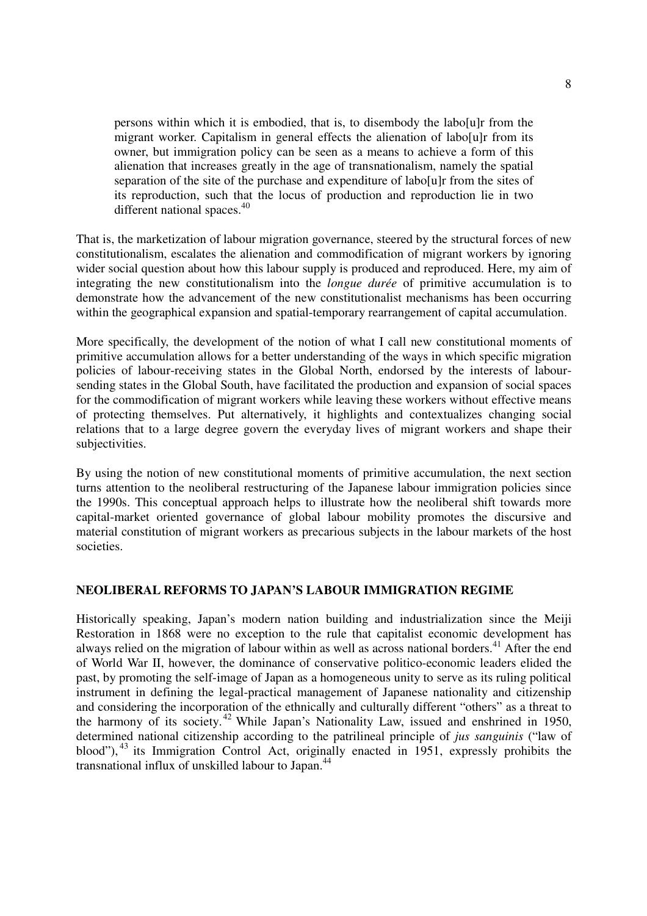> persons within which it is embodied, that is, to disembody the labo[u]r from the migrant worker. Capitalism in general effects the alienation of labo[u]r from its owner, but immigration policy can be seen as a means to achieve a form of this alienation that increases greatly in the age of transnationalism, namely the spatial separation of the site of the purchase and expenditure of labo[u]r from the sites of its reproduction, such that the locus of production and reproduction lie in two different national spaces.[40]

That is, the marketization of labour migration governance, steered by the structural forces of new constitutionalism, escalates the alienation and commodification of migrant workers by ignoring wider social question about how this labour supply is produced and reproduced. Here, my aim of integrating the new constitutionalism into the *longue durée* of primitive accumulation is to demonstrate how the advancement of the new constitutionalist mechanisms has been occurring within the geographical expansion and spatial-temporary rearrangement of capital accumulation.

More specifically, the development of the notion of what I call new constitutional moments of primitive accumulation allows for a better understanding of the ways in which specific migration policies of labour-receiving states in the Global North, endorsed by the interests of labour-sending states in the Global South, have facilitated the production and expansion of social spaces for the commodification of migrant workers while leaving these workers without effective means of protecting themselves. Put alternatively, it highlights and contextualizes changing social relations that to a large degree govern the everyday lives of migrant workers and shape their subjectivities.

By using the notion of new constitutional moments of primitive accumulation, the next section turns attention to the neoliberal restructuring of the Japanese labour immigration policies since the 1990s. This conceptual approach helps to illustrate how the neoliberal shift towards more capital-market oriented governance of global labour mobility promotes the discursive and material constitution of migrant workers as precarious subjects in the labour markets of the host societies.

## NEOLIBERAL REFORMS TO JAPAN'S LABOUR IMMIGRATION REGIME

Historically speaking, Japan's modern nation building and industrialization since the Meiji Restoration in 1868 were no exception to the rule that capitalist economic development has always relied on the migration of labour within as well as across national borders.[41] After the end of World War II, however, the dominance of conservative politico-economic leaders elided the past, by promoting the self-image of Japan as a homogeneous unity to serve as its ruling political instrument in defining the legal-practical management of Japanese nationality and citizenship and considering the incorporation of the ethnically and culturally different "others" as a threat to the harmony of its society.[42] While Japan's Nationality Law, issued and enshrined in 1950, determined national citizenship according to the patrilineal principle of *jus sanguinis* ("law of blood"),[43] its Immigration Control Act, originally enacted in 1951, expressly prohibits the transnational influx of unskilled labour to Japan.[44]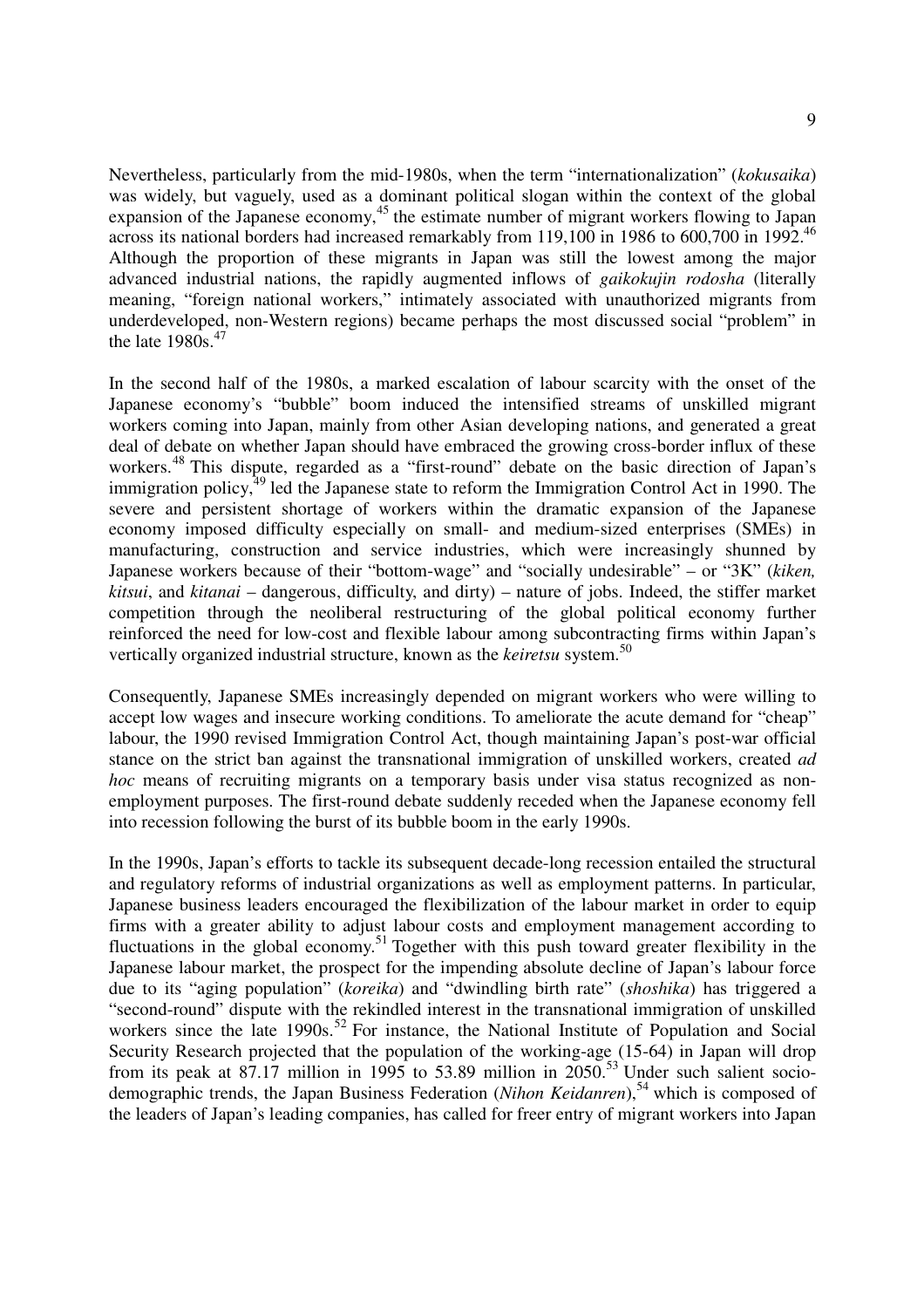Nevertheless, particularly from the mid-1980s, when the term "internationalization" (*kokusaika*) was widely, but vaguely, used as a dominant political slogan within the context of the global expansion of the Japanese economy,[45] the estimate number of migrant workers flowing to Japan across its national borders had increased remarkably from 119,100 in 1986 to 600,700 in 1992.[46] Although the proportion of these migrants in Japan was still the lowest among the major advanced industrial nations, the rapidly augmented inflows of *gaikokujin rodosha* (literally meaning, "foreign national workers," intimately associated with unauthorized migrants from underdeveloped, non-Western regions) became perhaps the most discussed social "problem" in the late 1980s.[47]

In the second half of the 1980s, a marked escalation of labour scarcity with the onset of the Japanese economy's "bubble" boom induced the intensified streams of unskilled migrant workers coming into Japan, mainly from other Asian developing nations, and generated a great deal of debate on whether Japan should have embraced the growing cross-border influx of these workers.[48] This dispute, regarded as a "first-round" debate on the basic direction of Japan's immigration policy,[49] led the Japanese state to reform the Immigration Control Act in 1990. The severe and persistent shortage of workers within the dramatic expansion of the Japanese economy imposed difficulty especially on small- and medium-sized enterprises (SMEs) in manufacturing, construction and service industries, which were increasingly shunned by Japanese workers because of their "bottom-wage" and "socially undesirable" – or "3K" (*kiken, kitsui*, and *kitanai* – dangerous, difficulty, and dirty) – nature of jobs. Indeed, the stiffer market competition through the neoliberal restructuring of the global political economy further reinforced the need for low-cost and flexible labour among subcontracting firms within Japan's vertically organized industrial structure, known as the *keiretsu* system.[50]

Consequently, Japanese SMEs increasingly depended on migrant workers who were willing to accept low wages and insecure working conditions. To ameliorate the acute demand for "cheap" labour, the 1990 revised Immigration Control Act, though maintaining Japan's post-war official stance on the strict ban against the transnational immigration of unskilled workers, created *ad hoc* means of recruiting migrants on a temporary basis under visa status recognized as non-employment purposes. The first-round debate suddenly receded when the Japanese economy fell into recession following the burst of its bubble boom in the early 1990s.

In the 1990s, Japan's efforts to tackle its subsequent decade-long recession entailed the structural and regulatory reforms of industrial organizations as well as employment patterns. In particular, Japanese business leaders encouraged the flexibilization of the labour market in order to equip firms with a greater ability to adjust labour costs and employment management according to fluctuations in the global economy.[51] Together with this push toward greater flexibility in the Japanese labour market, the prospect for the impending absolute decline of Japan's labour force due to its "aging population" (*koreika*) and "dwindling birth rate" (*shoshika*) has triggered a "second-round" dispute with the rekindled interest in the transnational immigration of unskilled workers since the late 1990s.[52] For instance, the National Institute of Population and Social Security Research projected that the population of the working-age (15-64) in Japan will drop from its peak at 87.17 million in 1995 to 53.89 million in 2050.[53] Under such salient socio-demographic trends, the Japan Business Federation (*Nihon Keidanren*),[54] which is composed of the leaders of Japan's leading companies, has called for freer entry of migrant workers into Japan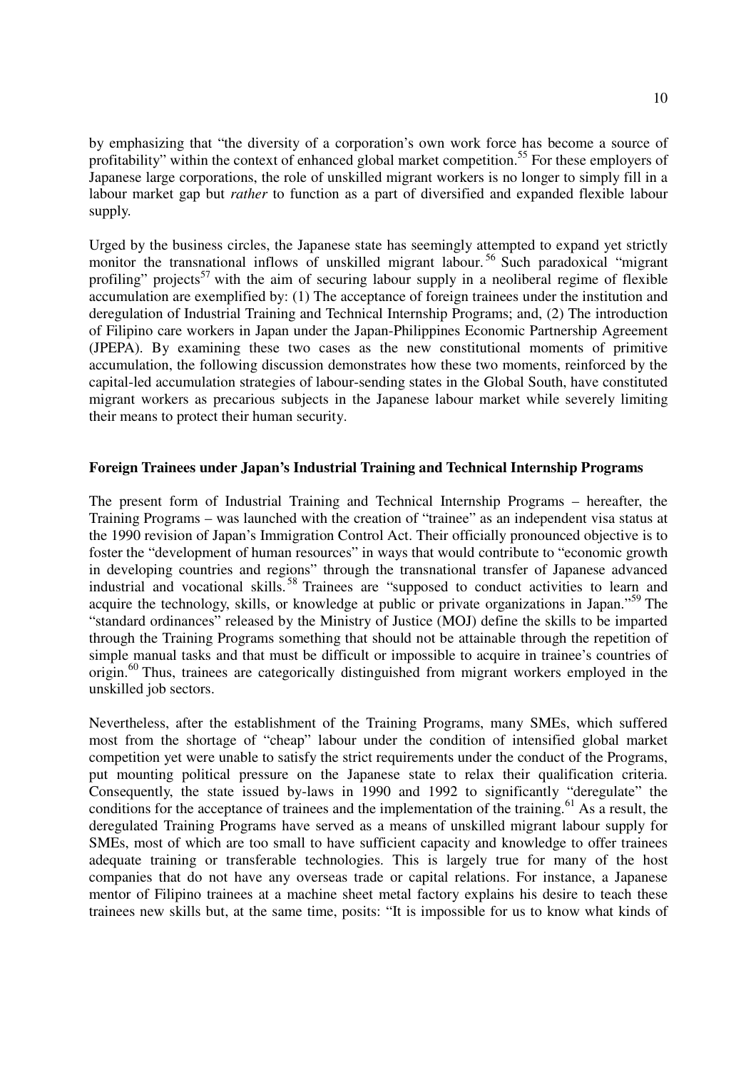by emphasizing that "the diversity of a corporation's own work force has become a source of profitability" within the context of enhanced global market competition.[55] For these employers of Japanese large corporations, the role of unskilled migrant workers is no longer to simply fill in a labour market gap but *rather* to function as a part of diversified and expanded flexible labour supply.

Urged by the business circles, the Japanese state has seemingly attempted to expand yet strictly monitor the transnational inflows of unskilled migrant labour.[56] Such paradoxical "migrant profiling" projects[57] with the aim of securing labour supply in a neoliberal regime of flexible accumulation are exemplified by: (1) The acceptance of foreign trainees under the institution and deregulation of Industrial Training and Technical Internship Programs; and, (2) The introduction of Filipino care workers in Japan under the Japan-Philippines Economic Partnership Agreement (JPEPA). By examining these two cases as the new constitutional moments of primitive accumulation, the following discussion demonstrates how these two moments, reinforced by the capital-led accumulation strategies of labour-sending states in the Global South, have constituted migrant workers as precarious subjects in the Japanese labour market while severely limiting their means to protect their human security.

**Foreign Trainees under Japan's Industrial Training and Technical Internship Programs**

The present form of Industrial Training and Technical Internship Programs – hereafter, the Training Programs – was launched with the creation of "trainee" as an independent visa status at the 1990 revision of Japan's Immigration Control Act. Their officially pronounced objective is to foster the "development of human resources" in ways that would contribute to "economic growth in developing countries and regions" through the transnational transfer of Japanese advanced industrial and vocational skills.[58] Trainees are "supposed to conduct activities to learn and acquire the technology, skills, or knowledge at public or private organizations in Japan."[59] The "standard ordinances" released by the Ministry of Justice (MOJ) define the skills to be imparted through the Training Programs something that should not be attainable through the repetition of simple manual tasks and that must be difficult or impossible to acquire in trainee's countries of origin.[60] Thus, trainees are categorically distinguished from migrant workers employed in the unskilled job sectors.

Nevertheless, after the establishment of the Training Programs, many SMEs, which suffered most from the shortage of "cheap" labour under the condition of intensified global market competition yet were unable to satisfy the strict requirements under the conduct of the Programs, put mounting political pressure on the Japanese state to relax their qualification criteria. Consequently, the state issued by-laws in 1990 and 1992 to significantly "deregulate" the conditions for the acceptance of trainees and the implementation of the training.[61] As a result, the deregulated Training Programs have served as a means of unskilled migrant labour supply for SMEs, most of which are too small to have sufficient capacity and knowledge to offer trainees adequate training or transferable technologies. This is largely true for many of the host companies that do not have any overseas trade or capital relations. For instance, a Japanese mentor of Filipino trainees at a machine sheet metal factory explains his desire to teach these trainees new skills but, at the same time, posits: "It is impossible for us to know what kinds of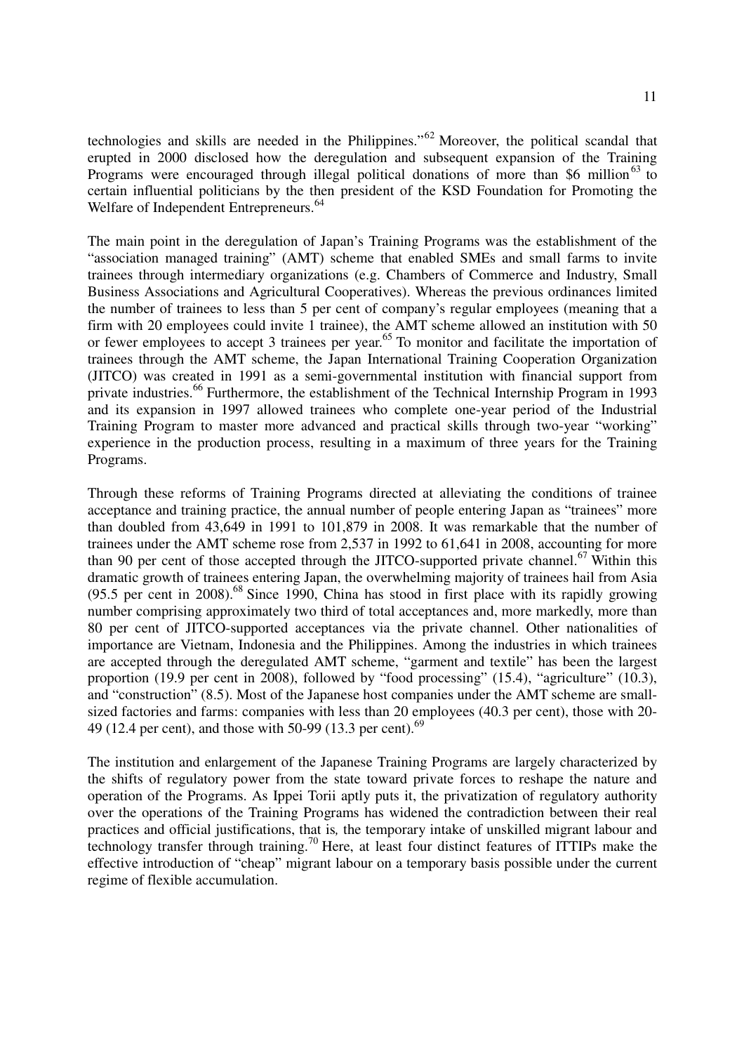technologies and skills are needed in the Philippines."[62] Moreover, the political scandal that erupted in 2000 disclosed how the deregulation and subsequent expansion of the Training Programs were encouraged through illegal political donations of more than \$6 million[63] to certain influential politicians by the then president of the KSD Foundation for Promoting the Welfare of Independent Entrepreneurs.[64]

The main point in the deregulation of Japan's Training Programs was the establishment of the "association managed training" (AMT) scheme that enabled SMEs and small farms to invite trainees through intermediary organizations (e.g. Chambers of Commerce and Industry, Small Business Associations and Agricultural Cooperatives). Whereas the previous ordinances limited the number of trainees to less than 5 per cent of company's regular employees (meaning that a firm with 20 employees could invite 1 trainee), the AMT scheme allowed an institution with 50 or fewer employees to accept 3 trainees per year.[65] To monitor and facilitate the importation of trainees through the AMT scheme, the Japan International Training Cooperation Organization (JITCO) was created in 1991 as a semi-governmental institution with financial support from private industries.[66] Furthermore, the establishment of the Technical Internship Program in 1993 and its expansion in 1997 allowed trainees who complete one-year period of the Industrial Training Program to master more advanced and practical skills through two-year "working" experience in the production process, resulting in a maximum of three years for the Training Programs.

Through these reforms of Training Programs directed at alleviating the conditions of trainee acceptance and training practice, the annual number of people entering Japan as "trainees" more than doubled from 43,649 in 1991 to 101,879 in 2008. It was remarkable that the number of trainees under the AMT scheme rose from 2,537 in 1992 to 61,641 in 2008, accounting for more than 90 per cent of those accepted through the JITCO-supported private channel.[67] Within this dramatic growth of trainees entering Japan, the overwhelming majority of trainees hail from Asia (95.5 per cent in 2008).[68] Since 1990, China has stood in first place with its rapidly growing number comprising approximately two third of total acceptances and, more markedly, more than 80 per cent of JITCO-supported acceptances via the private channel. Other nationalities of importance are Vietnam, Indonesia and the Philippines. Among the industries in which trainees are accepted through the deregulated AMT scheme, "garment and textile" has been the largest proportion (19.9 per cent in 2008), followed by "food processing" (15.4), "agriculture" (10.3), and "construction" (8.5). Most of the Japanese host companies under the AMT scheme are small-sized factories and farms: companies with less than 20 employees (40.3 per cent), those with 20-49 (12.4 per cent), and those with 50-99 (13.3 per cent).[69]

The institution and enlargement of the Japanese Training Programs are largely characterized by the shifts of regulatory power from the state toward private forces to reshape the nature and operation of the Programs. As Ippei Torii aptly puts it, the privatization of regulatory authority over the operations of the Training Programs has widened the contradiction between their real practices and official justifications, that is, the temporary intake of unskilled migrant labour and technology transfer through training.[70] Here, at least four distinct features of ITTIPs make the effective introduction of "cheap" migrant labour on a temporary basis possible under the current regime of flexible accumulation.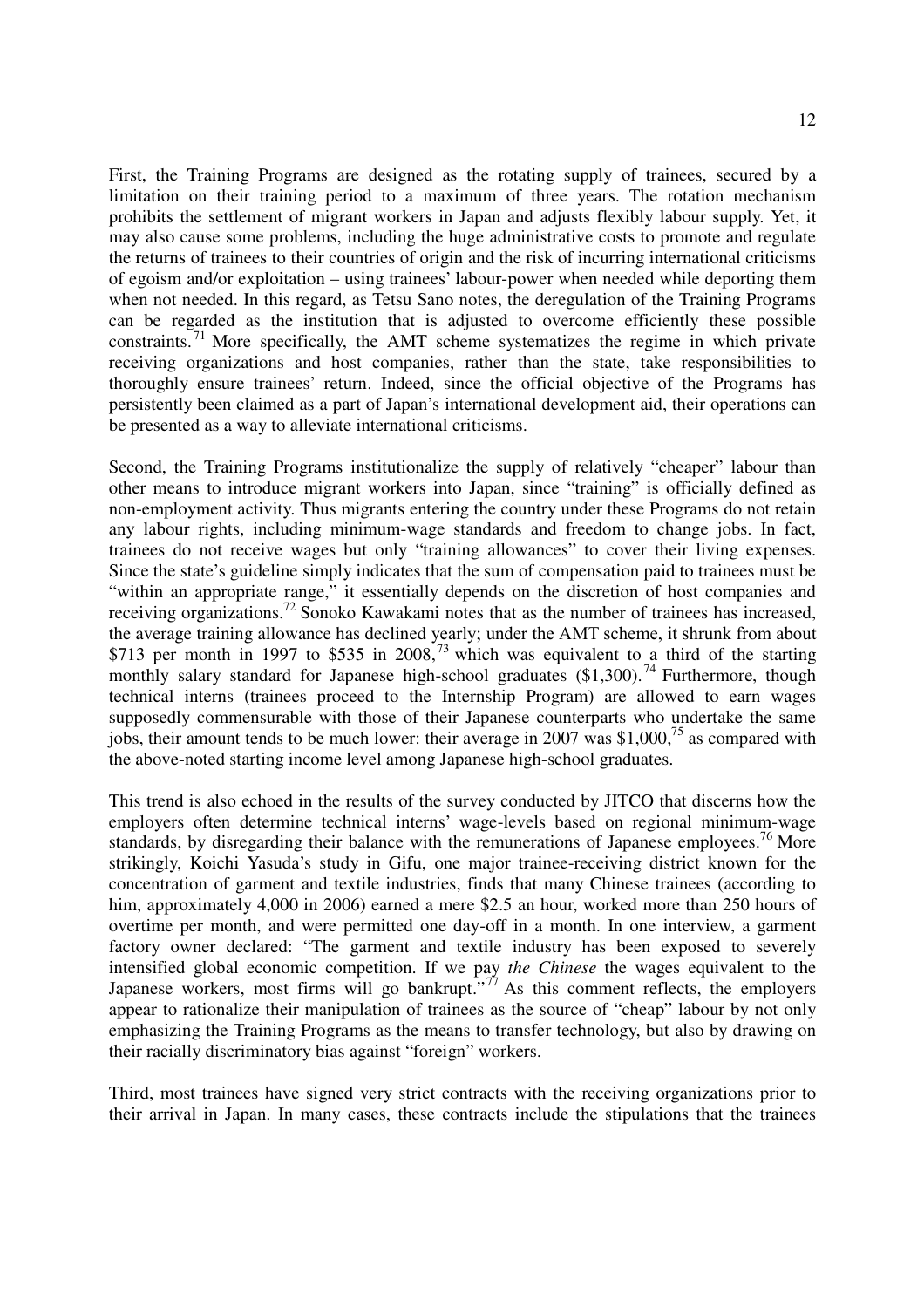First, the Training Programs are designed as the rotating supply of trainees, secured by a limitation on their training period to a maximum of three years. The rotation mechanism prohibits the settlement of migrant workers in Japan and adjusts flexibly labour supply. Yet, it may also cause some problems, including the huge administrative costs to promote and regulate the returns of trainees to their countries of origin and the risk of incurring international criticisms of egoism and/or exploitation – using trainees' labour-power when needed while deporting them when not needed. In this regard, as Tetsu Sano notes, the deregulation of the Training Programs can be regarded as the institution that is adjusted to overcome efficiently these possible constraints.[71] More specifically, the AMT scheme systematizes the regime in which private receiving organizations and host companies, rather than the state, take responsibilities to thoroughly ensure trainees' return. Indeed, since the official objective of the Programs has persistently been claimed as a part of Japan's international development aid, their operations can be presented as a way to alleviate international criticisms.

Second, the Training Programs institutionalize the supply of relatively "cheaper" labour than other means to introduce migrant workers into Japan, since "training" is officially defined as non-employment activity. Thus migrants entering the country under these Programs do not retain any labour rights, including minimum-wage standards and freedom to change jobs. In fact, trainees do not receive wages but only "training allowances" to cover their living expenses. Since the state's guideline simply indicates that the sum of compensation paid to trainees must be "within an appropriate range," it essentially depends on the discretion of host companies and receiving organizations.[72] Sonoko Kawakami notes that as the number of trainees has increased, the average training allowance has declined yearly; under the AMT scheme, it shrunk from about \$713 per month in 1997 to \$535 in 2008,[73] which was equivalent to a third of the starting monthly salary standard for Japanese high-school graduates (\$1,300).[74] Furthermore, though technical interns (trainees proceed to the Internship Program) are allowed to earn wages supposedly commensurable with those of their Japanese counterparts who undertake the same jobs, their amount tends to be much lower: their average in 2007 was \$1,000,[75] as compared with the above-noted starting income level among Japanese high-school graduates.

This trend is also echoed in the results of the survey conducted by JITCO that discerns how the employers often determine technical interns' wage-levels based on regional minimum-wage standards, by disregarding their balance with the remunerations of Japanese employees.[76] More strikingly, Koichi Yasuda's study in Gifu, one major trainee-receiving district known for the concentration of garment and textile industries, finds that many Chinese trainees (according to him, approximately 4,000 in 2006) earned a mere \$2.5 an hour, worked more than 250 hours of overtime per month, and were permitted one day-off in a month. In one interview, a garment factory owner declared: "The garment and textile industry has been exposed to severely intensified global economic competition. If we pay *the Chinese* the wages equivalent to the Japanese workers, most firms will go bankrupt."[77] As this comment reflects, the employers appear to rationalize their manipulation of trainees as the source of "cheap" labour by not only emphasizing the Training Programs as the means to transfer technology, but also by drawing on their racially discriminatory bias against "foreign" workers.

Third, most trainees have signed very strict contracts with the receiving organizations prior to their arrival in Japan. In many cases, these contracts include the stipulations that the trainees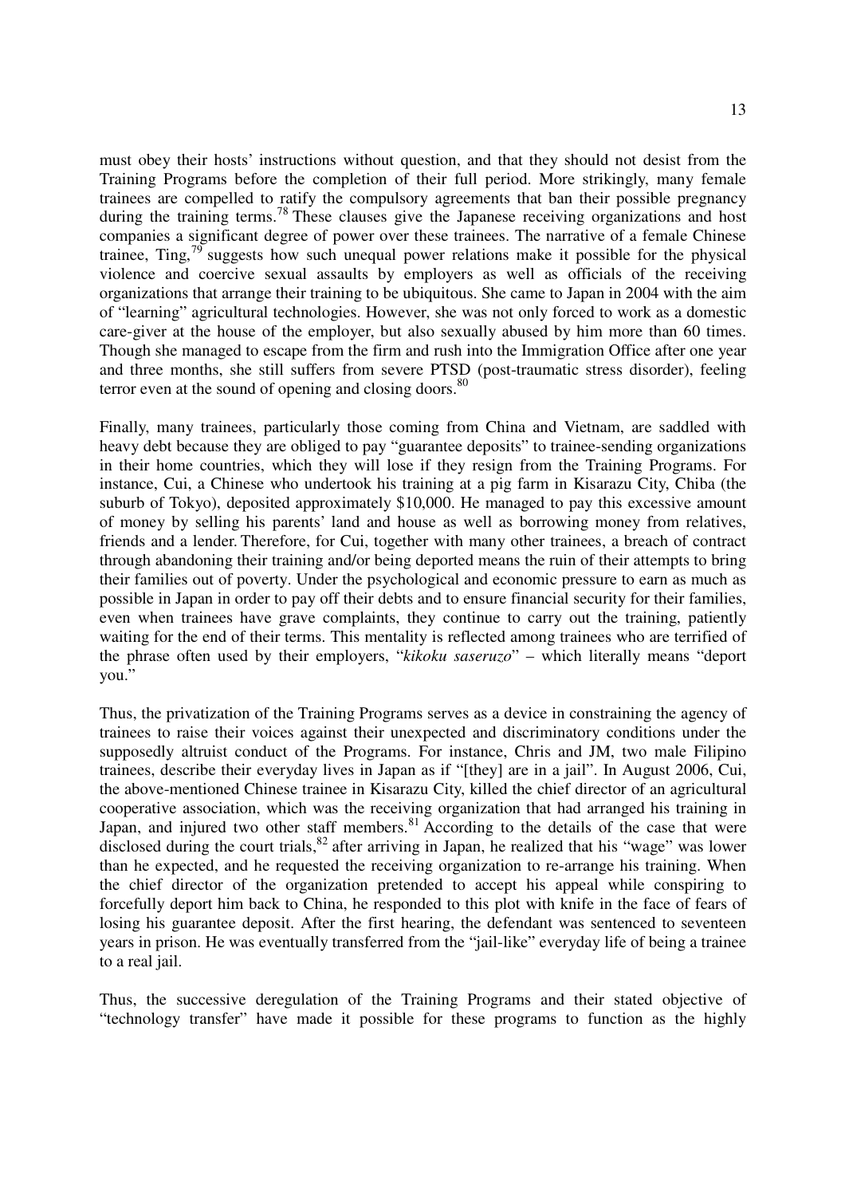must obey their hosts' instructions without question, and that they should not desist from the Training Programs before the completion of their full period. More strikingly, many female trainees are compelled to ratify the compulsory agreements that ban their possible pregnancy during the training terms.[78] These clauses give the Japanese receiving organizations and host companies a significant degree of power over these trainees. The narrative of a female Chinese trainee, Ting,[79] suggests how such unequal power relations make it possible for the physical violence and coercive sexual assaults by employers as well as officials of the receiving organizations that arrange their training to be ubiquitous. She came to Japan in 2004 with the aim of "learning" agricultural technologies. However, she was not only forced to work as a domestic care-giver at the house of the employer, but also sexually abused by him more than 60 times. Though she managed to escape from the firm and rush into the Immigration Office after one year and three months, she still suffers from severe PTSD (post-traumatic stress disorder), feeling terror even at the sound of opening and closing doors.[80]

Finally, many trainees, particularly those coming from China and Vietnam, are saddled with heavy debt because they are obliged to pay "guarantee deposits" to trainee-sending organizations in their home countries, which they will lose if they resign from the Training Programs. For instance, Cui, a Chinese who undertook his training at a pig farm in Kisarazu City, Chiba (the suburb of Tokyo), deposited approximately $10,000. He managed to pay this excessive amount of money by selling his parents' land and house as well as borrowing money from relatives, friends and a lender. Therefore, for Cui, together with many other trainees, a breach of contract through abandoning their training and/or being deported means the ruin of their attempts to bring their families out of poverty. Under the psychological and economic pressure to earn as much as possible in Japan in order to pay off their debts and to ensure financial security for their families, even when trainees have grave complaints, they continue to carry out the training, patiently waiting for the end of their terms. This mentality is reflected among trainees who are terrified of the phrase often used by their employers, "*kikoku saseruzo*" – which literally means "deport you."

Thus, the privatization of the Training Programs serves as a device in constraining the agency of trainees to raise their voices against their unexpected and discriminatory conditions under the supposedly altruist conduct of the Programs. For instance, Chris and JM, two male Filipino trainees, describe their everyday lives in Japan as if "[they] are in a jail". In August 2006, Cui, the above-mentioned Chinese trainee in Kisarazu City, killed the chief director of an agricultural cooperative association, which was the receiving organization that had arranged his training in Japan, and injured two other staff members.[81] According to the details of the case that were disclosed during the court trials,[82] after arriving in Japan, he realized that his "wage" was lower than he expected, and he requested the receiving organization to re-arrange his training. When the chief director of the organization pretended to accept his appeal while conspiring to forcefully deport him back to China, he responded to this plot with knife in the face of fears of losing his guarantee deposit. After the first hearing, the defendant was sentenced to seventeen years in prison. He was eventually transferred from the "jail-like" everyday life of being a trainee to a real jail.

Thus, the successive deregulation of the Training Programs and their stated objective of "technology transfer" have made it possible for these programs to function as the highly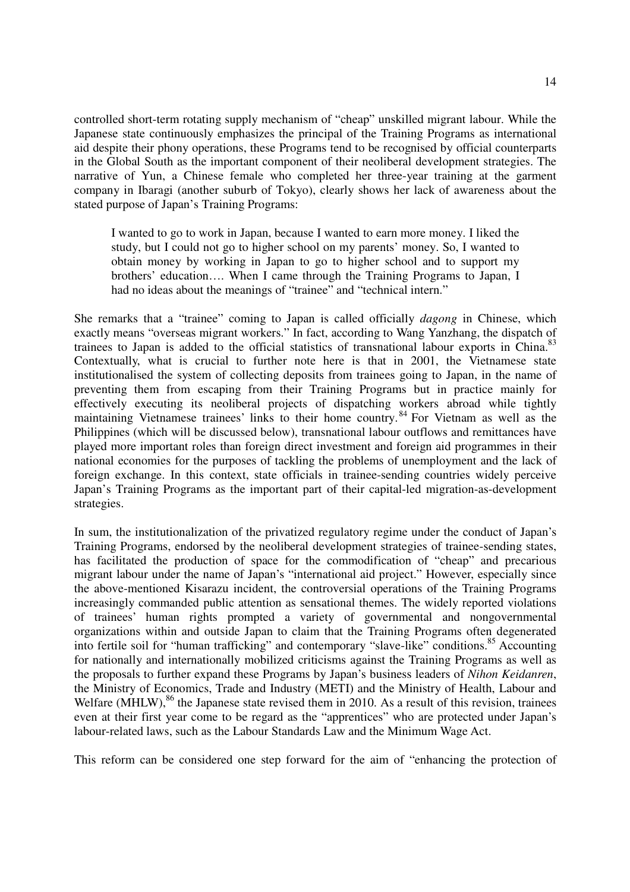controlled short-term rotating supply mechanism of "cheap" unskilled migrant labour. While the Japanese state continuously emphasizes the principal of the Training Programs as international aid despite their phony operations, these Programs tend to be recognised by official counterparts in the Global South as the important component of their neoliberal development strategies. The narrative of Yun, a Chinese female who completed her three-year training at the garment company in Ibaragi (another suburb of Tokyo), clearly shows her lack of awareness about the stated purpose of Japan's Training Programs:

> I wanted to go to work in Japan, because I wanted to earn more money. I liked the study, but I could not go to higher school on my parents' money. So, I wanted to obtain money by working in Japan to go to higher school and to support my brothers' education…. When I came through the Training Programs to Japan, I had no ideas about the meanings of "trainee" and "technical intern."

She remarks that a "trainee" coming to Japan is called officially *dagong* in Chinese, which exactly means "overseas migrant workers." In fact, according to Wang Yanzhang, the dispatch of trainees to Japan is added to the official statistics of transnational labour exports in China.[83] Contextually, what is crucial to further note here is that in 2001, the Vietnamese state institutionalised the system of collecting deposits from trainees going to Japan, in the name of preventing them from escaping from their Training Programs but in practice mainly for effectively executing its neoliberal projects of dispatching workers abroad while tightly maintaining Vietnamese trainees' links to their home country.[84] For Vietnam as well as the Philippines (which will be discussed below), transnational labour outflows and remittances have played more important roles than foreign direct investment and foreign aid programmes in their national economies for the purposes of tackling the problems of unemployment and the lack of foreign exchange. In this context, state officials in trainee-sending countries widely perceive Japan's Training Programs as the important part of their capital-led migration-as-development strategies.

In sum, the institutionalization of the privatized regulatory regime under the conduct of Japan's Training Programs, endorsed by the neoliberal development strategies of trainee-sending states, has facilitated the production of space for the commodification of "cheap" and precarious migrant labour under the name of Japan's "international aid project." However, especially since the above-mentioned Kisarazu incident, the controversial operations of the Training Programs increasingly commanded public attention as sensational themes. The widely reported violations of trainees' human rights prompted a variety of governmental and nongovernmental organizations within and outside Japan to claim that the Training Programs often degenerated into fertile soil for "human trafficking" and contemporary "slave-like" conditions.[85] Accounting for nationally and internationally mobilized criticisms against the Training Programs as well as the proposals to further expand these Programs by Japan's business leaders of *Nihon Keidanren*, the Ministry of Economics, Trade and Industry (METI) and the Ministry of Health, Labour and Welfare (MHLW),[86] the Japanese state revised them in 2010. As a result of this revision, trainees even at their first year come to be regard as the "apprentices" who are protected under Japan's labour-related laws, such as the Labour Standards Law and the Minimum Wage Act.

This reform can be considered one step forward for the aim of "enhancing the protection of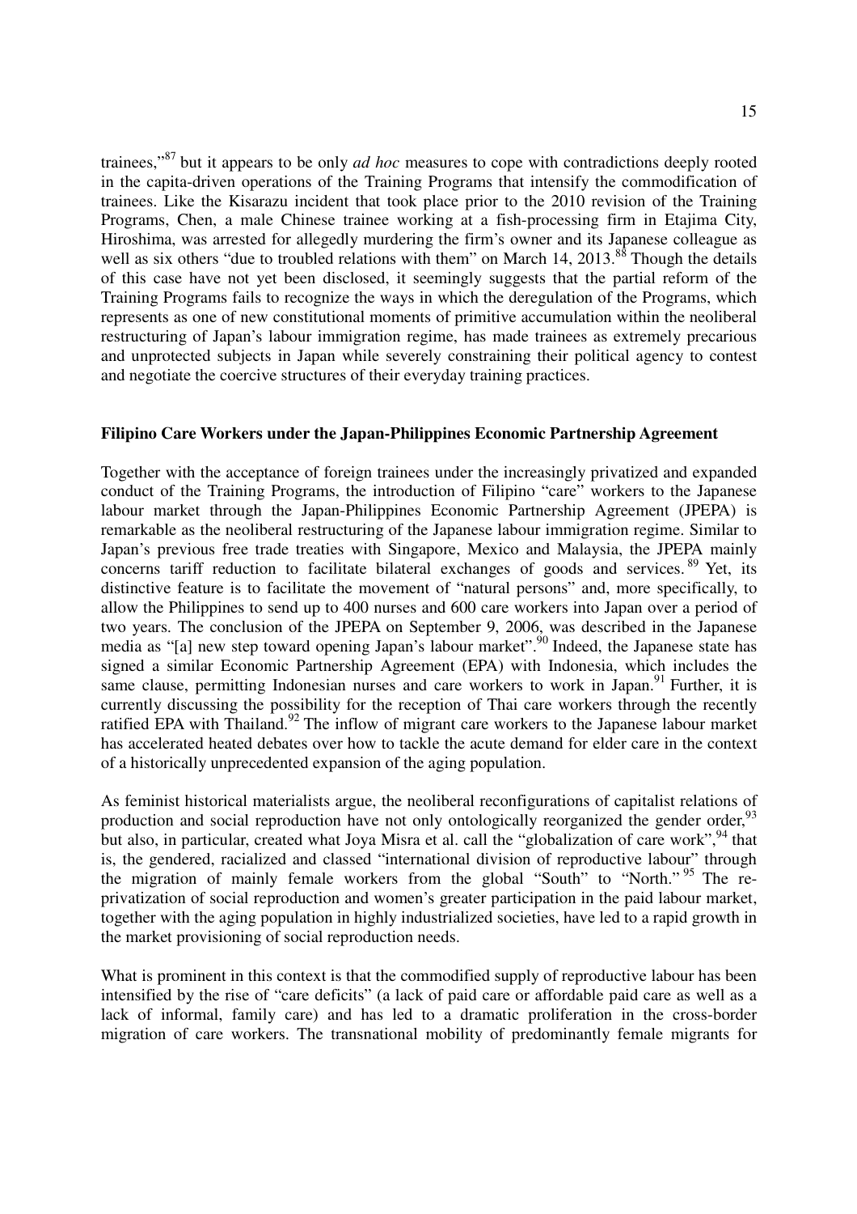trainees,"[87] but it appears to be only *ad hoc* measures to cope with contradictions deeply rooted in the capita-driven operations of the Training Programs that intensify the commodification of trainees. Like the Kisarazu incident that took place prior to the 2010 revision of the Training Programs, Chen, a male Chinese trainee working at a fish-processing firm in Etajima City, Hiroshima, was arrested for allegedly murdering the firm's owner and its Japanese colleague as well as six others "due to troubled relations with them" on March 14, 2013.[88] Though the details of this case have not yet been disclosed, it seemingly suggests that the partial reform of the Training Programs fails to recognize the ways in which the deregulation of the Programs, which represents as one of new constitutional moments of primitive accumulation within the neoliberal restructuring of Japan's labour immigration regime, has made trainees as extremely precarious and unprotected subjects in Japan while severely constraining their political agency to contest and negotiate the coercive structures of their everyday training practices.

**Filipino Care Workers under the Japan-Philippines Economic Partnership Agreement**

Together with the acceptance of foreign trainees under the increasingly privatized and expanded conduct of the Training Programs, the introduction of Filipino "care" workers to the Japanese labour market through the Japan-Philippines Economic Partnership Agreement (JPEPA) is remarkable as the neoliberal restructuring of the Japanese labour immigration regime. Similar to Japan's previous free trade treaties with Singapore, Mexico and Malaysia, the JPEPA mainly concerns tariff reduction to facilitate bilateral exchanges of goods and services.[89] Yet, its distinctive feature is to facilitate the movement of "natural persons" and, more specifically, to allow the Philippines to send up to 400 nurses and 600 care workers into Japan over a period of two years. The conclusion of the JPEPA on September 9, 2006, was described in the Japanese media as "[a] new step toward opening Japan's labour market".[90] Indeed, the Japanese state has signed a similar Economic Partnership Agreement (EPA) with Indonesia, which includes the same clause, permitting Indonesian nurses and care workers to work in Japan.[91] Further, it is currently discussing the possibility for the reception of Thai care workers through the recently ratified EPA with Thailand.[92] The inflow of migrant care workers to the Japanese labour market has accelerated heated debates over how to tackle the acute demand for elder care in the context of a historically unprecedented expansion of the aging population.

As feminist historical materialists argue, the neoliberal reconfigurations of capitalist relations of production and social reproduction have not only ontologically reorganized the gender order,[93] but also, in particular, created what Joya Misra et al. call the "globalization of care work",[94] that is, the gendered, racialized and classed "international division of reproductive labour" through the migration of mainly female workers from the global "South" to "North."[95] The re-privatization of social reproduction and women's greater participation in the paid labour market, together with the aging population in highly industrialized societies, have led to a rapid growth in the market provisioning of social reproduction needs.

What is prominent in this context is that the commodified supply of reproductive labour has been intensified by the rise of "care deficits" (a lack of paid care or affordable paid care as well as a lack of informal, family care) and has led to a dramatic proliferation in the cross-border migration of care workers. The transnational mobility of predominantly female migrants for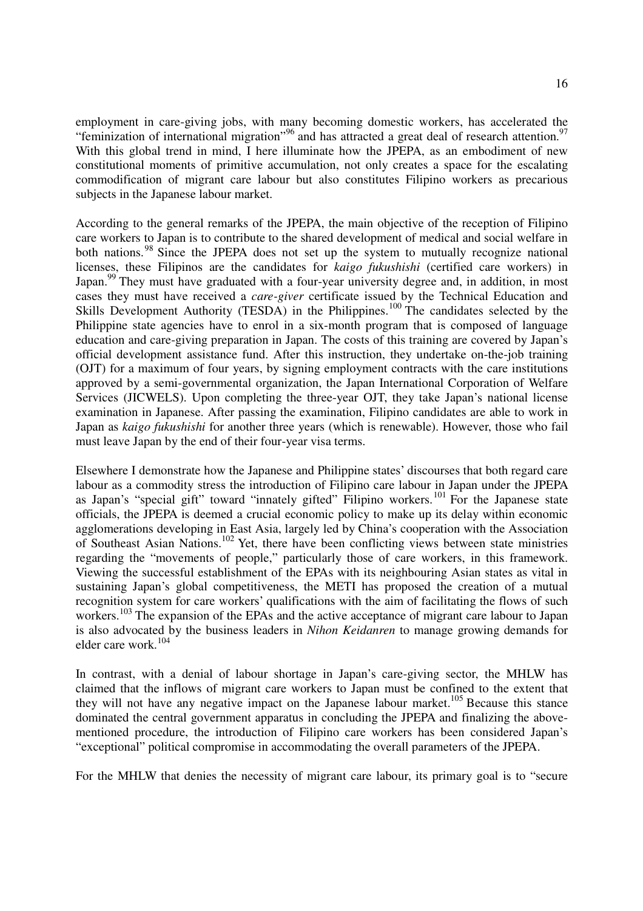employment in care-giving jobs, with many becoming domestic workers, has accelerated the "feminization of international migration"[96] and has attracted a great deal of research attention.[97] With this global trend in mind, I here illuminate how the JPEPA, as an embodiment of new constitutional moments of primitive accumulation, not only creates a space for the escalating commodification of migrant care labour but also constitutes Filipino workers as precarious subjects in the Japanese labour market.

According to the general remarks of the JPEPA, the main objective of the reception of Filipino care workers to Japan is to contribute to the shared development of medical and social welfare in both nations.[98] Since the JPEPA does not set up the system to mutually recognize national licenses, these Filipinos are the candidates for *kaigo fukushishi* (certified care workers) in Japan.[99] They must have graduated with a four-year university degree and, in addition, in most cases they must have received a *care-giver* certificate issued by the Technical Education and Skills Development Authority (TESDA) in the Philippines.[100] The candidates selected by the Philippine state agencies have to enrol in a six-month program that is composed of language education and care-giving preparation in Japan. The costs of this training are covered by Japan's official development assistance fund. After this instruction, they undertake on-the-job training (OJT) for a maximum of four years, by signing employment contracts with the care institutions approved by a semi-governmental organization, the Japan International Corporation of Welfare Services (JICWELS). Upon completing the three-year OJT, they take Japan's national license examination in Japanese. After passing the examination, Filipino candidates are able to work in Japan as *kaigo fukushishi* for another three years (which is renewable). However, those who fail must leave Japan by the end of their four-year visa terms.

Elsewhere I demonstrate how the Japanese and Philippine states' discourses that both regard care labour as a commodity stress the introduction of Filipino care labour in Japan under the JPEPA as Japan's "special gift" toward "innately gifted" Filipino workers.[101] For the Japanese state officials, the JPEPA is deemed a crucial economic policy to make up its delay within economic agglomerations developing in East Asia, largely led by China's cooperation with the Association of Southeast Asian Nations.[102] Yet, there have been conflicting views between state ministries regarding the "movements of people," particularly those of care workers, in this framework. Viewing the successful establishment of the EPAs with its neighbouring Asian states as vital in sustaining Japan's global competitiveness, the METI has proposed the creation of a mutual recognition system for care workers' qualifications with the aim of facilitating the flows of such workers.[103] The expansion of the EPAs and the active acceptance of migrant care labour to Japan is also advocated by the business leaders in *Nihon Keidanren* to manage growing demands for elder care work.[104]

In contrast, with a denial of labour shortage in Japan's care-giving sector, the MHLW has claimed that the inflows of migrant care workers to Japan must be confined to the extent that they will not have any negative impact on the Japanese labour market.[105] Because this stance dominated the central government apparatus in concluding the JPEPA and finalizing the above-mentioned procedure, the introduction of Filipino care workers has been considered Japan's "exceptional" political compromise in accommodating the overall parameters of the JPEPA.

For the MHLW that denies the necessity of migrant care labour, its primary goal is to "secure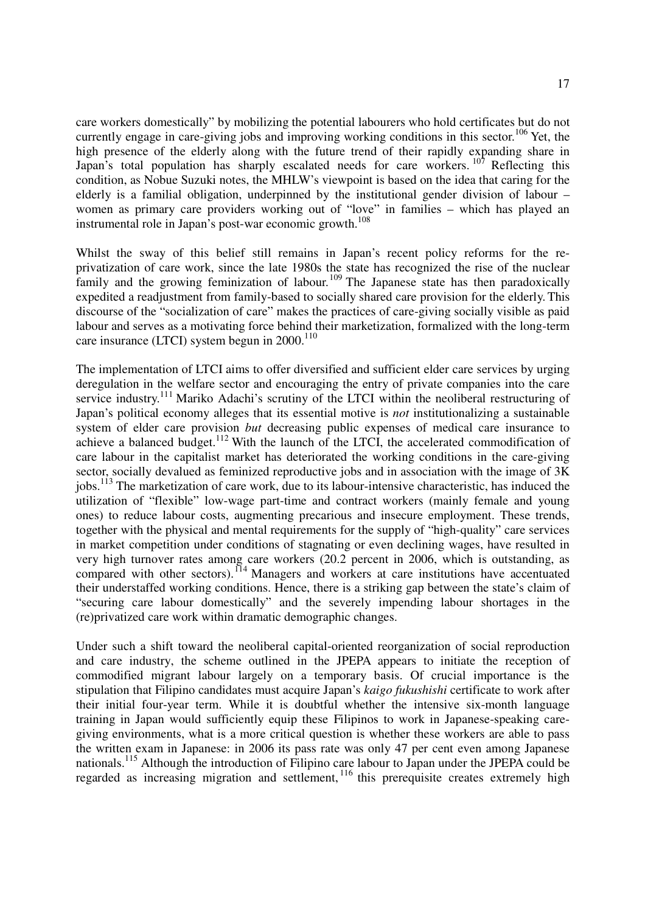care workers domestically" by mobilizing the potential labourers who hold certificates but do not currently engage in care-giving jobs and improving working conditions in this sector.[106] Yet, the high presence of the elderly along with the future trend of their rapidly expanding share in Japan's total population has sharply escalated needs for care workers.[107] Reflecting this condition, as Nobue Suzuki notes, the MHLW's viewpoint is based on the idea that caring for the elderly is a familial obligation, underpinned by the institutional gender division of labour – women as primary care providers working out of "love" in families – which has played an instrumental role in Japan's post-war economic growth.[108]

Whilst the sway of this belief still remains in Japan's recent policy reforms for the re-privatization of care work, since the late 1980s the state has recognized the rise of the nuclear family and the growing feminization of labour.[109] The Japanese state has then paradoxically expedited a readjustment from family-based to socially shared care provision for the elderly. This discourse of the "socialization of care" makes the practices of care-giving socially visible as paid labour and serves as a motivating force behind their marketization, formalized with the long-term care insurance (LTCI) system begun in 2000.[110]

The implementation of LTCI aims to offer diversified and sufficient elder care services by urging deregulation in the welfare sector and encouraging the entry of private companies into the care service industry.[111] Mariko Adachi's scrutiny of the LTCI within the neoliberal restructuring of Japan's political economy alleges that its essential motive is *not* institutionalizing a sustainable system of elder care provision *but* decreasing public expenses of medical care insurance to achieve a balanced budget.[112] With the launch of the LTCI, the accelerated commodification of care labour in the capitalist market has deteriorated the working conditions in the care-giving sector, socially devalued as feminized reproductive jobs and in association with the image of 3K jobs.[113] The marketization of care work, due to its labour-intensive characteristic, has induced the utilization of "flexible" low-wage part-time and contract workers (mainly female and young ones) to reduce labour costs, augmenting precarious and insecure employment. These trends, together with the physical and mental requirements for the supply of "high-quality" care services in market competition under conditions of stagnating or even declining wages, have resulted in very high turnover rates among care workers (20.2 percent in 2006, which is outstanding, as compared with other sectors).[114] Managers and workers at care institutions have accentuated their understaffed working conditions. Hence, there is a striking gap between the state's claim of "securing care labour domestically" and the severely impending labour shortages in the (re)privatized care work within dramatic demographic changes.

Under such a shift toward the neoliberal capital-oriented reorganization of social reproduction and care industry, the scheme outlined in the JPEPA appears to initiate the reception of commodified migrant labour largely on a temporary basis. Of crucial importance is the stipulation that Filipino candidates must acquire Japan's *kaigo fukushishi* certificate to work after their initial four-year term. While it is doubtful whether the intensive six-month language training in Japan would sufficiently equip these Filipinos to work in Japanese-speaking care-giving environments, what is a more critical question is whether these workers are able to pass the written exam in Japanese: in 2006 its pass rate was only 47 per cent even among Japanese nationals.[115] Although the introduction of Filipino care labour to Japan under the JPEPA could be regarded as increasing migration and settlement,[116] this prerequisite creates extremely high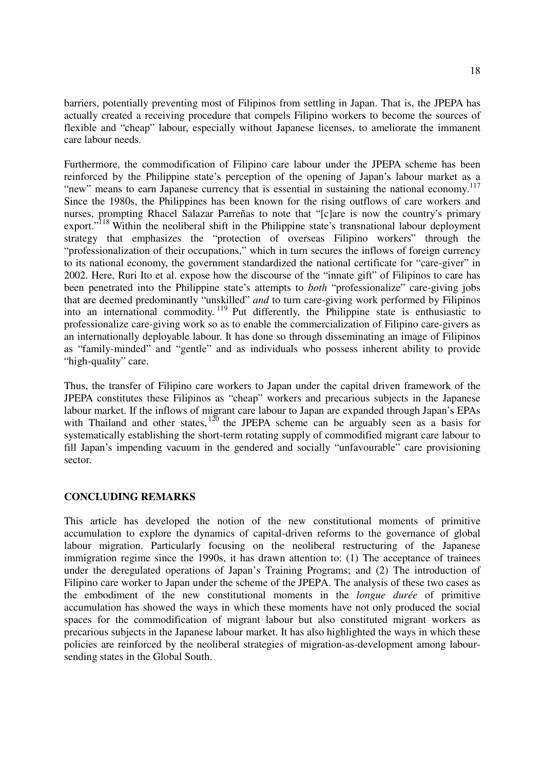barriers, potentially preventing most of Filipinos from settling in Japan. That is, the JPEPA has actually created a receiving procedure that compels Filipino workers to become the sources of flexible and "cheap" labour, especially without Japanese licenses, to ameliorate the immanent care labour needs.

Furthermore, the commodification of Filipino care labour under the JPEPA scheme has been reinforced by the Philippine state's perception of the opening of Japan's labour market as a "new" means to earn Japanese currency that is essential in sustaining the national economy.[117] Since the 1980s, the Philippines has been known for the rising outflows of care workers and nurses, prompting Rhacel Salazar Parreñas to note that "[c]are is now the country's primary export."[118] Within the neoliberal shift in the Philippine state's transnational labour deployment strategy that emphasizes the "protection of overseas Filipino workers" through the "professionalization of their occupations," which in turn secures the inflows of foreign currency to its national economy, the government standardized the national certificate for "care-giver" in 2002. Here, Ruri Ito et al. expose how the discourse of the "innate gift" of Filipinos to care has been penetrated into the Philippine state's attempts to *both* "professionalize" care-giving jobs that are deemed predominantly "unskilled" *and* to turn care-giving work performed by Filipinos into an international commodity.[119] Put differently, the Philippine state is enthusiastic to professionalize care-giving work so as to enable the commercialization of Filipino care-givers as an internationally deployable labour. It has done so through disseminating an image of Filipinos as "family-minded" and "gentle" and as individuals who possess inherent ability to provide "high-quality" care.

Thus, the transfer of Filipino care workers to Japan under the capital driven framework of the JPEPA constitutes these Filipinos as "cheap" workers and precarious subjects in the Japanese labour market. If the inflows of migrant care labour to Japan are expanded through Japan's EPAs with Thailand and other states,[120] the JPEPA scheme can be arguably seen as a basis for systematically establishing the short-term rotating supply of commodified migrant care labour to fill Japan's impending vacuum in the gendered and socially "unfavourable" care provisioning sector.

## CONCLUDING REMARKS

This article has developed the notion of the new constitutional moments of primitive accumulation to explore the dynamics of capital-driven reforms to the governance of global labour migration. Particularly focusing on the neoliberal restructuring of the Japanese immigration regime since the 1990s, it has drawn attention to: (1) The acceptance of trainees under the deregulated operations of Japan's Training Programs; and (2) The introduction of Filipino care worker to Japan under the scheme of the JPEPA. The analysis of these two cases as the embodiment of the new constitutional moments in the *longue durée* of primitive accumulation has showed the ways in which these moments have not only produced the social spaces for the commodification of migrant labour but also constituted migrant workers as precarious subjects in the Japanese labour market. It has also highlighted the ways in which these policies are reinforced by the neoliberal strategies of migration-as-development among labour-sending states in the Global South.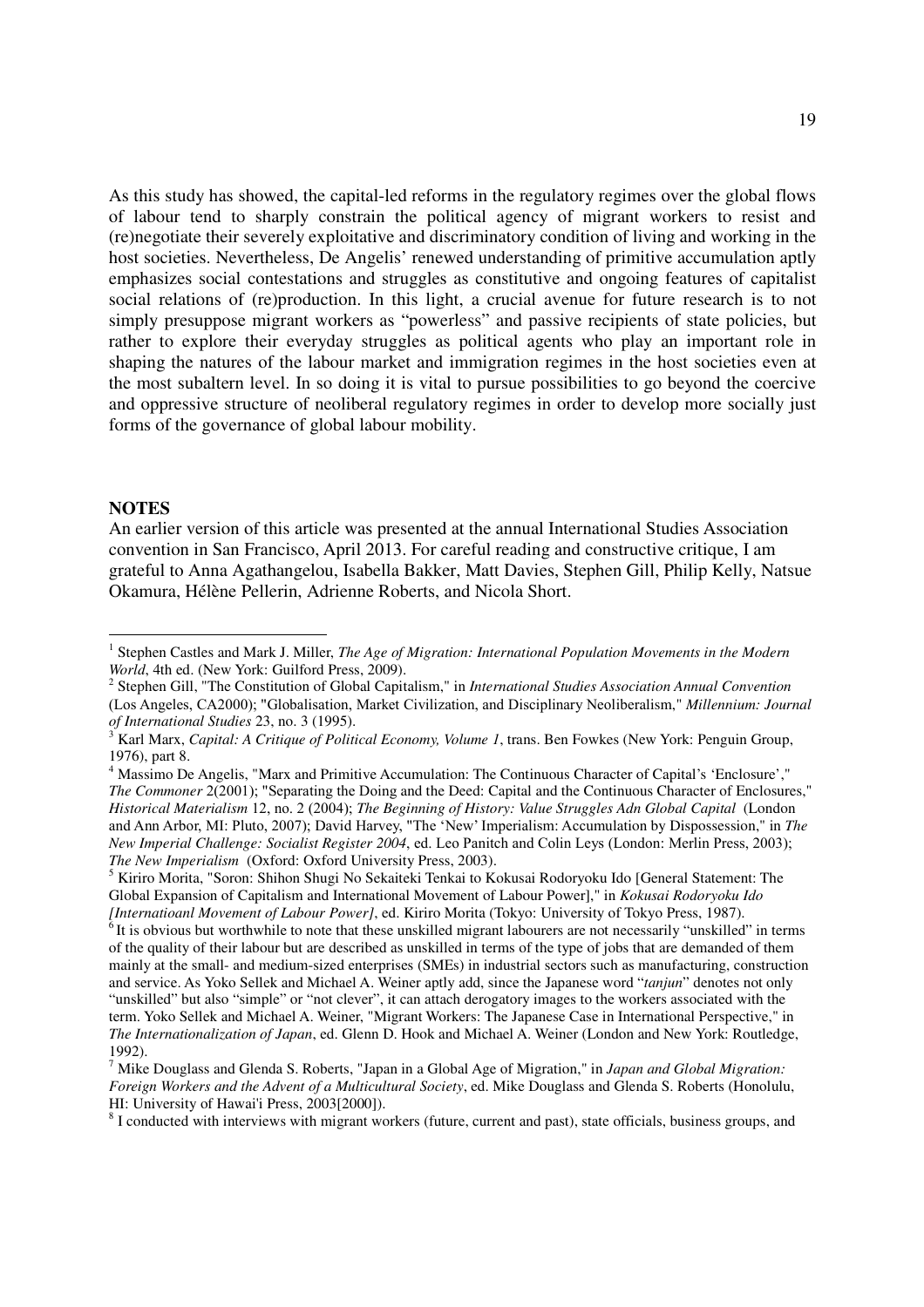As this study has showed, the capital-led reforms in the regulatory regimes over the global flows of labour tend to sharply constrain the political agency of migrant workers to resist and (re)negotiate their severely exploitative and discriminatory condition of living and working in the host societies. Nevertheless, De Angelis' renewed understanding of primitive accumulation aptly emphasizes social contestations and struggles as constitutive and ongoing features of capitalist social relations of (re)production. In this light, a crucial avenue for future research is to not simply presuppose migrant workers as "powerless" and passive recipients of state policies, but rather to explore their everyday struggles as political agents who play an important role in shaping the natures of the labour market and immigration regimes in the host societies even at the most subaltern level. In so doing it is vital to pursue possibilities to go beyond the coercive and oppressive structure of neoliberal regulatory regimes in order to develop more socially just forms of the governance of global labour mobility.

**NOTES**

An earlier version of this article was presented at the annual International Studies Association convention in San Francisco, April 2013. For careful reading and constructive critique, I am grateful to Anna Agathangelou, Isabella Bakker, Matt Davies, Stephen Gill, Philip Kelly, Natsue Okamura, Hélène Pellerin, Adrienne Roberts, and Nicola Short.

---

[1] Stephen Castles and Mark J. Miller, *The Age of Migration: International Population Movements in the Modern World*, 4th ed. (New York: Guilford Press, 2009).

[2] Stephen Gill, "The Constitution of Global Capitalism," in *International Studies Association Annual Convention* (Los Angeles, CA2000); "Globalisation, Market Civilization, and Disciplinary Neoliberalism," *Millennium: Journal of International Studies* 23, no. 3 (1995).

[3] Karl Marx, *Capital: A Critique of Political Economy, Volume 1*, trans. Ben Fowkes (New York: Penguin Group, 1976), part 8.

[4] Massimo De Angelis, "Marx and Primitive Accumulation: The Continuous Character of Capital's 'Enclosure'," *The Commoner* 2(2001); "Separating the Doing and the Deed: Capital and the Continuous Character of Enclosures," *Historical Materialism* 12, no. 2 (2004); *The Beginning of History: Value Struggles Adn Global Capital* (London and Ann Arbor, MI: Pluto, 2007); David Harvey, "The 'New' Imperialism: Accumulation by Dispossession," in *The New Imperial Challenge: Socialist Register 2004*, ed. Leo Panitch and Colin Leys (London: Merlin Press, 2003); *The New Imperialism* (Oxford: Oxford University Press, 2003).

[5] Kiriro Morita, "Soron: Shihon Shugi No Sekaiteki Tenkai to Kokusai Rodoryoku Ido [General Statement: The Global Expansion of Capitalism and International Movement of Labour Power]," in *Kokusai Rodoryoku Ido [Internatioanl Movement of Labour Power]*, ed. Kiriro Morita (Tokyo: University of Tokyo Press, 1987).

[6] It is obvious but worthwhile to note that these unskilled migrant labourers are not necessarily "unskilled" in terms of the quality of their labour but are described as unskilled in terms of the type of jobs that are demanded of them mainly at the small- and medium-sized enterprises (SMEs) in industrial sectors such as manufacturing, construction and service. As Yoko Sellek and Michael A. Weiner aptly add, since the Japanese word "*tanjun*" denotes not only "unskilled" but also "simple" or "not clever", it can attach derogatory images to the workers associated with the term. Yoko Sellek and Michael A. Weiner, "Migrant Workers: The Japanese Case in International Perspective," in *The Internationalization of Japan*, ed. Glenn D. Hook and Michael A. Weiner (London and New York: Routledge, 1992).

[7] Mike Douglass and Glenda S. Roberts, "Japan in a Global Age of Migration," in *Japan and Global Migration: Foreign Workers and the Advent of a Multicultural Society*, ed. Mike Douglass and Glenda S. Roberts (Honolulu, HI: University of Hawai'i Press, 2003[2000]).

[8] I conducted with interviews with migrant workers (future, current and past), state officials, business groups, and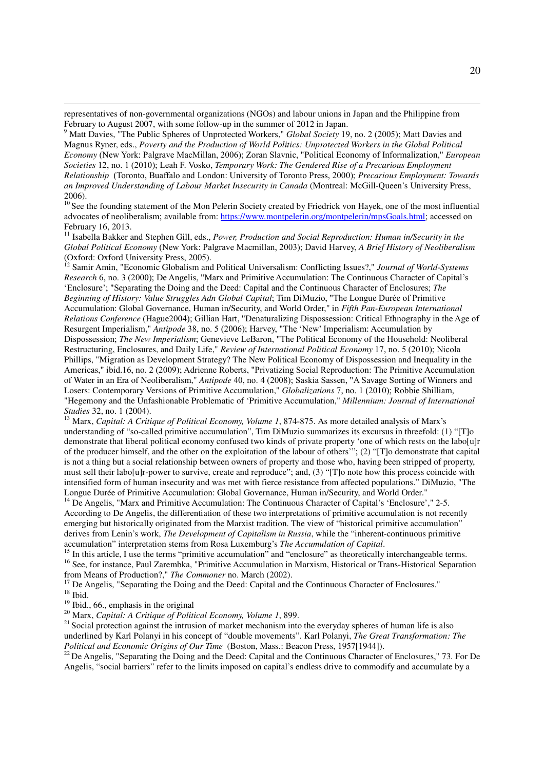representatives of non-governmental organizations (NGOs) and labour unions in Japan and the Philippine from February to August 2007, with some follow-up in the summer of 2012 in Japan.

[9] Matt Davies, "The Public Spheres of Unprotected Workers," *Global Society* 19, no. 2 (2005); Matt Davies and Magnus Ryner, eds., *Poverty and the Production of World Politics: Unprotected Workers in the Global Political Economy* (New York: Palgrave MacMillan, 2006); Zoran Slavnic, "Political Economy of Informalization," *European Societies* 12, no. 1 (2010); Leah F. Vosko, *Temporary Work: The Gendered Rise of a Precarious Employment Relationship* (Toronto, Buaffalo and London: University of Toronto Press, 2000); *Precarious Employment: Towards an Improved Understanding of Labour Market Insecurity in Canada* (Montreal: McGill-Queen's University Press, 2006).

[10] See the founding statement of the Mon Pelerin Society created by Friedrick von Hayek, one of the most influential advocates of neoliberalism; available from: https://www.montpelerin.org/montpelerin/mpsGoals.html; accessed on February 16, 2013.

[11] Isabella Bakker and Stephen Gill, eds., *Power, Production and Social Reproduction: Human in/Security in the Global Political Economy* (New York: Palgrave Macmillan, 2003); David Harvey, *A Brief History of Neoliberalism* (Oxford: Oxford University Press, 2005).

[12] Samir Amin, "Economic Globalism and Political Universalism: Conflicting Issues?," *Journal of World-Systems Research* 6, no. 3 (2000); De Angelis, "Marx and Primitive Accumulation: The Continuous Character of Capital's 'Enclosure'; "Separating the Doing and the Deed: Capital and the Continuous Character of Enclosures; *The Beginning of History: Value Struggles Adn Global Capital*; Tim DiMuzio, "The Longue Durée of Primitive Accumulation: Global Governance, Human in/Security, and World Order," in *Fifth Pan-European International Relations Conference* (Hague2004); Gillian Hart, "Denaturalizing Dispossession: Critical Ethnography in the Age of Resurgent Imperialism," *Antipode* 38, no. 5 (2006); Harvey, "The 'New' Imperialism: Accumulation by Dispossession; *The New Imperialism*; Genevieve LeBaron, "The Political Economy of the Household: Neoliberal Restructuring, Enclosures, and Daily Life," *Review of International Political Economy* 17, no. 5 (2010); Nicola Phillips, "Migration as Development Strategy? The New Political Economy of Dispossession and Inequality in the Americas," ibid.16, no. 2 (2009); Adrienne Roberts, "Privatizing Social Reproduction: The Primitive Accumulation of Water in an Era of Neoliberalism," *Antipode* 40, no. 4 (2008); Saskia Sassen, "A Savage Sorting of Winners and Losers: Contemporary Versions of Primitive Accumulation," *Globalizations* 7, no. 1 (2010); Robbie Shilliam, "Hegemony and the Unfashionable Problematic of 'Primitive Accumulation," *Millennium: Journal of International Studies* 32, no. 1 (2004).

[13] Marx, *Capital: A Critique of Political Economy, Volume 1*, 874-875. As more detailed analysis of Marx's understanding of "so-called primitive accumulation", Tim DiMuzio summarizes its excursus in threefold: (1) "[T]o demonstrate that liberal political economy confused two kinds of private property 'one of which rests on the labo[u]r of the producer himself, and the other on the exploitation of the labour of others'"; (2) "[T]o demonstrate that capital is not a thing but a social relationship between owners of property and those who, having been stripped of property, must sell their labo[u]r-power to survive, create and reproduce"; and, (3) "[T]o note how this process coincide with intensified form of human insecurity and was met with fierce resistance from affected populations." DiMuzio, "The Longue Durée of Primitive Accumulation: Global Governance, Human in/Security, and World Order."

[14] De Angelis, "Marx and Primitive Accumulation: The Continuous Character of Capital's 'Enclosure'," 2-5. According to De Angelis, the differentiation of these two interpretations of primitive accumulation is not recently emerging but historically originated from the Marxist tradition. The view of "historical primitive accumulation" derives from Lenin's work, *The Development of Capitalism in Russia*, while the "inherent-continuous primitive accumulation" interpretation stems from Rosa Luxemburg's *The Accumulation of Capital*.

[15] In this article, I use the terms "primitive accumulation" and "enclosure" as theoretically interchangeable terms.

[16] See, for instance, Paul Zarembka, "Primitive Accumulation in Marxism, Historical or Trans-Historical Separation from Means of Production?," *The Commoner* no. March (2002).

[17] De Angelis, "Separating the Doing and the Deed: Capital and the Continuous Character of Enclosures."

[18] Ibid.

[19] Ibid., 66., emphasis in the original

[20] Marx, *Capital: A Critique of Political Economy, Volume 1*, 899.

[21] Social protection against the intrusion of market mechanism into the everyday spheres of human life is also underlined by Karl Polanyi in his concept of "double movements". Karl Polanyi, *The Great Transformation: The Political and Economic Origins of Our Time* (Boston, Mass.: Beacon Press, 1957[1944]).

[22] De Angelis, "Separating the Doing and the Deed: Capital and the Continuous Character of Enclosures," 73. For De Angelis, "social barriers" refer to the limits imposed on capital's endless drive to commodify and accumulate by a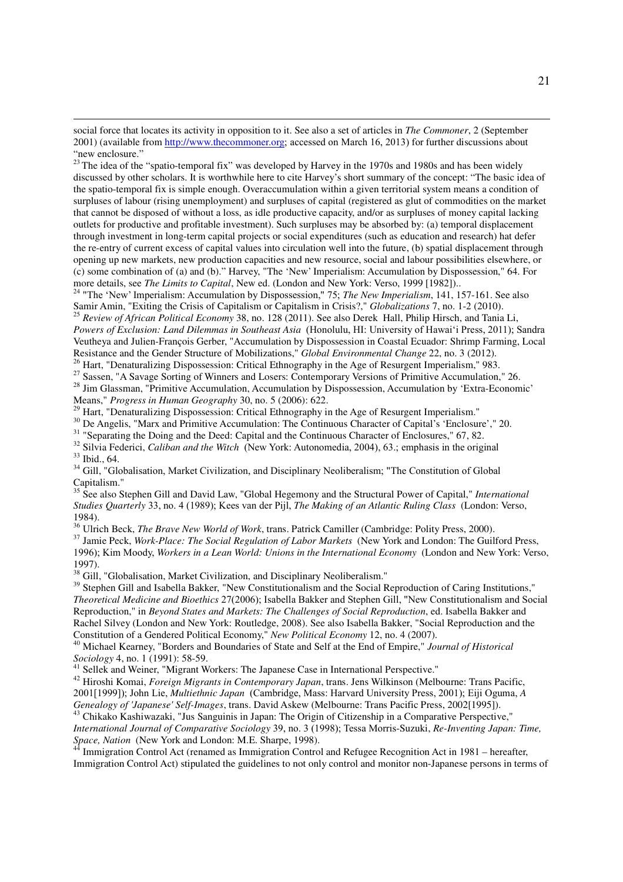social force that locates its activity in opposition to it. See also a set of articles in *The Commoner*, 2 (September 2001) (available from http://www.thecommoner.org; accessed on March 16, 2013) for further discussions about "new enclosure."

[23] The idea of the "spatio-temporal fix" was developed by Harvey in the 1970s and 1980s and has been widely discussed by other scholars. It is worthwhile here to cite Harvey's short summary of the concept: "The basic idea of the spatio-temporal fix is simple enough. Overaccumulation within a given territorial system means a condition of surpluses of labour (rising unemployment) and surpluses of capital (registered as glut of commodities on the market that cannot be disposed of without a loss, as idle productive capacity, and/or as surpluses of money capital lacking outlets for productive and profitable investment). Such surpluses may be absorbed by: (a) temporal displacement through investment in long-term capital projects or social expenditures (such as education and research) hat defer the re-entry of current excess of capital values into circulation well into the future, (b) spatial displacement through opening up new markets, new production capacities and new resource, social and labour possibilities elsewhere, or (c) some combination of (a) and (b)." Harvey, "The 'New' Imperialism: Accumulation by Dispossession," 64. For more details, see *The Limits to Capital*, New ed. (London and New York: Verso, 1999 [1982])..

[24] "The 'New' Imperialism: Accumulation by Dispossession," 75; *The New Imperialism*, 141, 157-161. See also Samir Amin, "Exiting the Crisis of Capitalism or Capitalism in Crisis?," *Globalizations* 7, no. 1-2 (2010).

[25] *Review of African Political Economy* 38, no. 128 (2011). See also Derek Hall, Philip Hirsch, and Tania Li, *Powers of Exclusion: Land Dilemmas in Southeast Asia* (Honolulu, HI: University of Hawai'i Press, 2011); Sandra Veutheya and Julien-François Gerber, "Accumulation by Dispossession in Coastal Ecuador: Shrimp Farming, Local Resistance and the Gender Structure of Mobilizations," *Global Environmental Change* 22, no. 3 (2012).

[26] Hart, "Denaturalizing Dispossession: Critical Ethnography in the Age of Resurgent Imperialism," 983.

[27] Sassen, "A Savage Sorting of Winners and Losers: Contemporary Versions of Primitive Accumulation," 26.

[28] Jim Glassman, "Primitive Accumulation, Accumulation by Dispossession, Accumulation by 'Extra-Economic' Means," *Progress in Human Geography* 30, no. 5 (2006): 622.

[29] Hart, "Denaturalizing Dispossession: Critical Ethnography in the Age of Resurgent Imperialism."

[30] De Angelis, "Marx and Primitive Accumulation: The Continuous Character of Capital's 'Enclosure'," 20.

[31] "Separating the Doing and the Deed: Capital and the Continuous Character of Enclosures," 67, 82.

[32] Silvia Federici, *Caliban and the Witch* (New York: Autonomedia, 2004), 63.; emphasis in the original

[33] Ibid., 64.

[34] Gill, "Globalisation, Market Civilization, and Disciplinary Neoliberalism; "The Constitution of Global Capitalism."

[35] See also Stephen Gill and David Law, "Global Hegemony and the Structural Power of Capital," *International Studies Quarterly* 33, no. 4 (1989); Kees van der Pijl, *The Making of an Atlantic Ruling Class* (London: Verso, 1984).

[36] Ulrich Beck, *The Brave New World of Work*, trans. Patrick Camiller (Cambridge: Polity Press, 2000).

[37] Jamie Peck, *Work-Place: The Social Regulation of Labor Markets* (New York and London: The Guilford Press, 1996); Kim Moody, *Workers in a Lean World: Unions in the International Economy* (London and New York: Verso, 1997).

[38] Gill, "Globalisation, Market Civilization, and Disciplinary Neoliberalism."

[39] Stephen Gill and Isabella Bakker, "New Constitutionalism and the Social Reproduction of Caring Institutions," *Theoretical Medicine and Bioethics* 27(2006); Isabella Bakker and Stephen Gill, "New Constitutionalism and Social Reproduction," in *Beyond States and Markets: The Challenges of Social Reproduction*, ed. Isabella Bakker and Rachel Silvey (London and New York: Routledge, 2008). See also Isabella Bakker, "Social Reproduction and the Constitution of a Gendered Political Economy," *New Political Economy* 12, no. 4 (2007).

[40] Michael Kearney, "Borders and Boundaries of State and Self at the End of Empire," *Journal of Historical Sociology* 4, no. 1 (1991): 58-59.

[41] Sellek and Weiner, "Migrant Workers: The Japanese Case in International Perspective."

[42] Hiroshi Komai, *Foreign Migrants in Contemporary Japan*, trans. Jens Wilkinson (Melbourne: Trans Pacific, 2001[1999]); John Lie, *Multiethnic Japan* (Cambridge, Mass: Harvard University Press, 2001); Eiji Oguma, *A Genealogy of 'Japanese' Self-Images*, trans. David Askew (Melbourne: Trans Pacific Press, 2002[1995]).

[43] Chikako Kashiwazaki, "Jus Sanguinis in Japan: The Origin of Citizenship in a Comparative Perspective," *International Journal of Comparative Sociology* 39, no. 3 (1998); Tessa Morris-Suzuki, *Re-Inventing Japan: Time, Space, Nation* (New York and London: M.E. Sharpe, 1998).

[44] Immigration Control Act (renamed as Immigration Control and Refugee Recognition Act in 1981 – hereafter, Immigration Control Act) stipulated the guidelines to not only control and monitor non-Japanese persons in terms of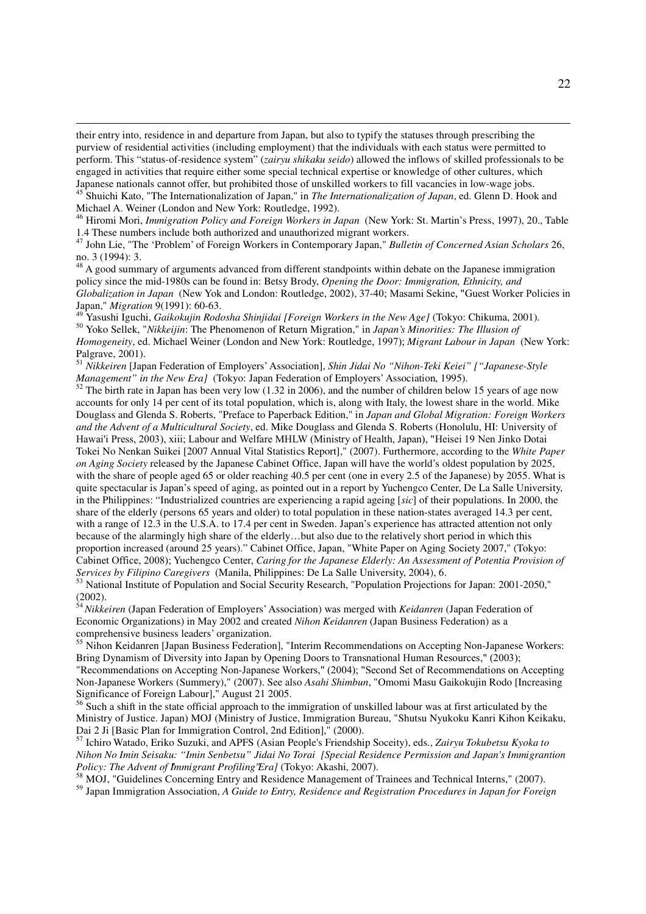their entry into, residence in and departure from Japan, but also to typify the statuses through prescribing the purview of residential activities (including employment) that the individuals with each status were permitted to perform. This "status-of-residence system" (*zairyu shikaku seido*) allowed the inflows of skilled professionals to be engaged in activities that require either some special technical expertise or knowledge of other cultures, which Japanese nationals cannot offer, but prohibited those of unskilled workers to fill vacancies in low-wage jobs.

[45] Shuichi Kato, "The Internationalization of Japan," in *The Internationalization of Japan*, ed. Glenn D. Hook and Michael A. Weiner (London and New York: Routledge, 1992).

[46] Hiromi Mori, *Immigration Policy and Foreign Workers in Japan* (New York: St. Martin's Press, 1997), 20., Table 1.4 These numbers include both authorized and unauthorized migrant workers.

[47] John Lie, "The 'Problem' of Foreign Workers in Contemporary Japan," *Bulletin of Concerned Asian Scholars* 26, no. 3 (1994): 3.

[48] A good summary of arguments advanced from different standpoints within debate on the Japanese immigration policy since the mid-1980s can be found in: Betsy Brody, *Opening the Door: Immigration, Ethnicity, and Globalization in Japan* (New Yok and London: Routledge, 2002), 37-40; Masami Sekine, "Guest Worker Policies in Japan," *Migration* 9(1991): 60-63.

[49] Yasushi Iguchi, *Gaikokujin Rodosha Shinjidai [Foreign Workers in the New Age]* (Tokyo: Chikuma, 2001).

[50] Yoko Sellek, "*Nikkeijin*: The Phenomenon of Return Migration," in *Japan's Minorities: The Illusion of Homogeneity*, ed. Michael Weiner (London and New York: Routledge, 1997); *Migrant Labour in Japan* (New York: Palgrave, 2001).

[51] *Nikkeiren* [Japan Federation of Employers' Association], *Shin Jidai No "Nihon-Teki Keiei" ["Japanese-Style Management" in the New Era]* (Tokyo: Japan Federation of Employers' Association, 1995).

[52] The birth rate in Japan has been very low (1.32 in 2006), and the number of children below 15 years of age now accounts for only 14 per cent of its total population, which is, along with Italy, the lowest share in the world. Mike Douglass and Glenda S. Roberts, "Preface to Paperback Edition," in *Japan and Global Migration: Foreign Workers and the Advent of a Multicultural Society*, ed. Mike Douglass and Glenda S. Roberts (Honolulu, HI: University of Hawai'i Press, 2003), xiii; Labour and Welfare MHLW (Ministry of Health, Japan), "Heisei 19 Nen Jinko Dotai Tokei No Nenkan Suikei [2007 Annual Vital Statistics Report]," (2007). Furthermore, according to the *White Paper on Aging Society* released by the Japanese Cabinet Office, Japan will have the world's oldest population by 2025, with the share of people aged 65 or older reaching 40.5 per cent (one in every 2.5 of the Japanese) by 2055. What is quite spectacular is Japan's speed of aging, as pointed out in a report by Yuchengco Center, De La Salle University, in the Philippines: "Industrialized countries are experiencing a rapid ageing [*sic*] of their populations. In 2000, the share of the elderly (persons 65 years and older) to total population in these nation-states averaged 14.3 per cent, with a range of 12.3 in the U.S.A. to 17.4 per cent in Sweden. Japan's experience has attracted attention not only because of the alarmingly high share of the elderly…but also due to the relatively short period in which this proportion increased (around 25 years)." Cabinet Office, Japan, "White Paper on Aging Society 2007," (Tokyo: Cabinet Office, 2008); Yuchengco Center, *Caring for the Japanese Elderly: An Assessment of Potentia Provision of Services by Filipino Caregivers* (Manila, Philippines: De La Salle University, 2004), 6.

[53] National Institute of Population and Social Security Research, "Population Projections for Japan: 2001-2050," (2002).

[54] *Nikkeiren* (Japan Federation of Employers' Association) was merged with *Keidanren* (Japan Federation of Economic Organizations) in May 2002 and created *Nihon Keidanren* (Japan Business Federation) as a comprehensive business leaders' organization.

[55] Nihon Keidanren [Japan Business Federation], "Interim Recommendations on Accepting Non-Japanese Workers: Bring Dynamism of Diversity into Japan by Opening Doors to Transnational Human Resources," (2003); "Recommendations on Accepting Non-Japanese Workers," (2004); "Second Set of Recommendations on Accepting Non-Japanese Workers (Summery)," (2007). See also *Asahi Shimbun*, "Omomi Masu Gaikokujin Rodo [Increasing Significance of Foreign Labour]," August 21 2005.

[56] Such a shift in the state official approach to the immigration of unskilled labour was at first articulated by the Ministry of Justice. Japan) MOJ (Ministry of Justice, Immigration Bureau, "Shutsu Nyukoku Kanri Kihon Keikaku, Dai 2 Ji [Basic Plan for Immigration Control, 2nd Edition]," (2000).

[57] Ichiro Watado, Eriko Suzuki, and APFS (Asian People's Friendship Soceity), eds., *Zairyu Tokubetsu Kyoka to Nihon No Imin Seisaku: "Imin Senbetsu" Jidai No Torai [Special Residence Permission and Japan's Immigrantion Policy: The Advent of "Immigrant Profiling" Era]* (Tokyo: Akashi, 2007).

[58] MOJ, "Guidelines Concerning Entry and Residence Management of Trainees and Technical Interns," (2007).

[59] Japan Immigration Association, *A Guide to Entry, Residence and Registration Procedures in Japan for Foreign*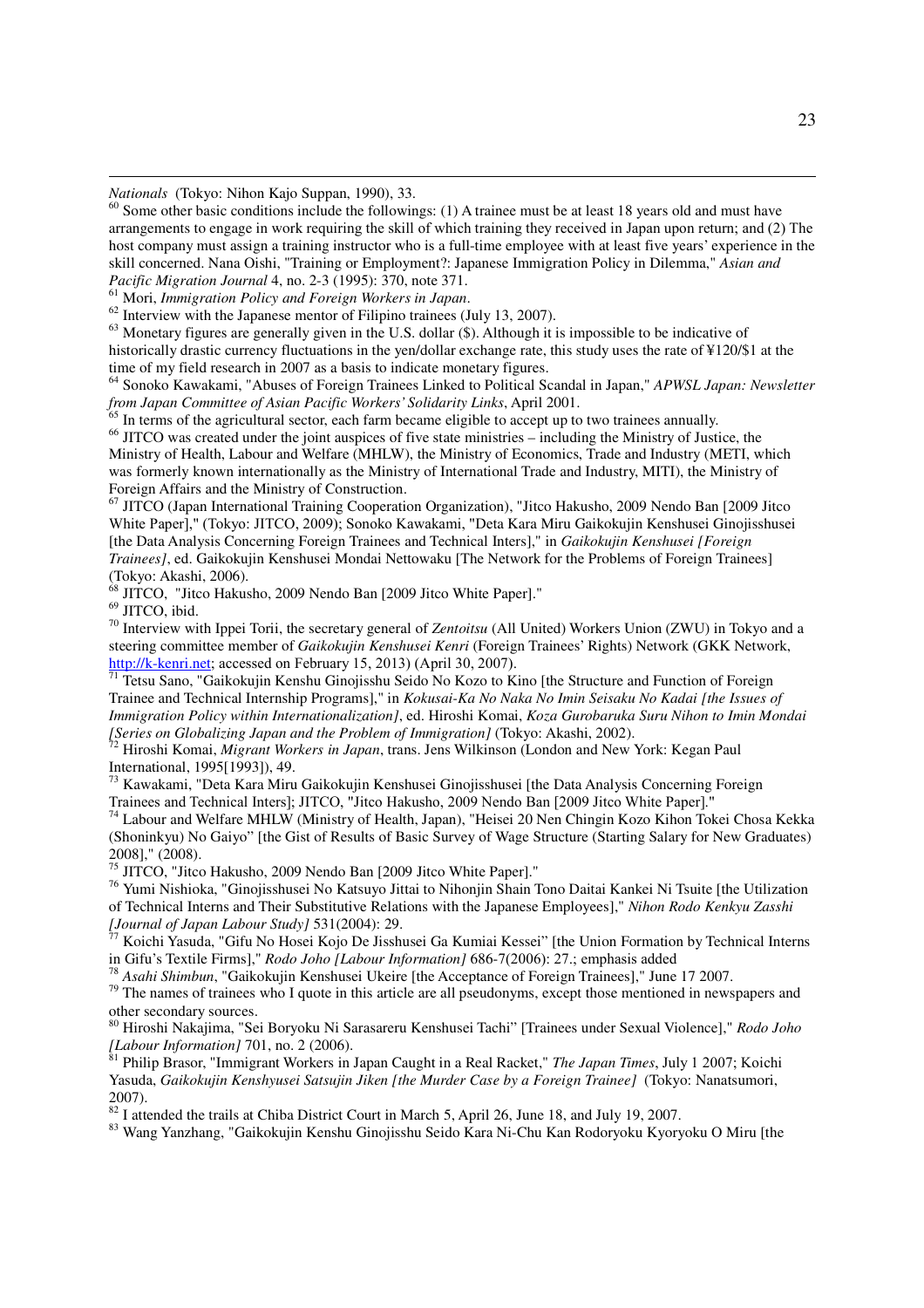*Nationals* (Tokyo: Nihon Kajo Suppan, 1990), 33.

[60] Some other basic conditions include the followings: (1) A trainee must be at least 18 years old and must have arrangements to engage in work requiring the skill of which training they received in Japan upon return; and (2) The host company must assign a training instructor who is a full-time employee with at least five years' experience in the skill concerned. Nana Oishi, "Training or Employment?: Japanese Immigration Policy in Dilemma," *Asian and Pacific Migration Journal* 4, no. 2-3 (1995): 370, note 371.

[61] Mori, *Immigration Policy and Foreign Workers in Japan*.

[62] Interview with the Japanese mentor of Filipino trainees (July 13, 2007).

[63] Monetary figures are generally given in the U.S. dollar ($). Although it is impossible to be indicative of historically drastic currency fluctuations in the yen/dollar exchange rate, this study uses the rate of ¥120/$1 at the time of my field research in 2007 as a basis to indicate monetary figures.

[64] Sonoko Kawakami, "Abuses of Foreign Trainees Linked to Political Scandal in Japan," *APWSL Japan: Newsletter from Japan Committee of Asian Pacific Workers' Solidarity Links*, April 2001.

[65] In terms of the agricultural sector, each farm became eligible to accept up to two trainees annually.

[66] JITCO was created under the joint auspices of five state ministries – including the Ministry of Justice, the Ministry of Health, Labour and Welfare (MHLW), the Ministry of Economics, Trade and Industry (METI, which was formerly known internationally as the Ministry of International Trade and Industry, MITI), the Ministry of Foreign Affairs and the Ministry of Construction.

[67] JITCO (Japan International Training Cooperation Organization), "Jitco Hakusho, 2009 Nendo Ban [2009 Jitco White Paper]," (Tokyo: JITCO, 2009); Sonoko Kawakami, "Deta Kara Miru Gaikokujin Kenshusei Ginojisshusei [the Data Analysis Concerning Foreign Trainees and Technical Inters]," in *Gaikokujin Kenshusei [Foreign Trainees]*, ed. Gaikokujin Kenshusei Mondai Nettowaku [The Network for the Problems of Foreign Trainees] (Tokyo: Akashi, 2006).

[68] JITCO, "Jitco Hakusho, 2009 Nendo Ban [2009 Jitco White Paper]."

[69] JITCO, ibid.

[70] Interview with Ippei Torii, the secretary general of *Zentoitsu* (All United) Workers Union (ZWU) in Tokyo and a steering committee member of *Gaikokujin Kenshusei Kenri* (Foreign Trainees' Rights) Network (GKK Network, http://k-kenri.net; accessed on February 15, 2013) (April 30, 2007).

[71] Tetsu Sano, "Gaikokujin Kenshu Ginojisshu Seido No Kozo to Kino [the Structure and Function of Foreign Trainee and Technical Internship Programs]," in *Kokusai-Ka No Naka No Imin Seisaku No Kadai [the Issues of Immigration Policy within Internationalization]*, ed. Hiroshi Komai, *Koza Gurobaruka Suru Nihon to Imin Mondai [Series on Globalizing Japan and the Problem of Immigration]* (Tokyo: Akashi, 2002).

[72] Hiroshi Komai, *Migrant Workers in Japan*, trans. Jens Wilkinson (London and New York: Kegan Paul International, 1995[1993]), 49.

[73] Kawakami, "Deta Kara Miru Gaikokujin Kenshusei Ginojisshusei [the Data Analysis Concerning Foreign Trainees and Technical Inters]; JITCO, "Jitco Hakusho, 2009 Nendo Ban [2009 Jitco White Paper]."

[74] Labour and Welfare MHLW (Ministry of Health, Japan), "Heisei 20 Nen Chingin Kozo Kihon Tokei Chosa Kekka (Shoninkyu) No Gaiyo" [the Gist of Results of Basic Survey of Wage Structure (Starting Salary for New Graduates) 2008]," (2008).

[75] JITCO, "Jitco Hakusho, 2009 Nendo Ban [2009 Jitco White Paper]."

[76] Yumi Nishioka, "Ginojisshusei No Katsuyo Jittai to Nihonjin Shain Tono Daitai Kankei Ni Tsuite [the Utilization of Technical Interns and Their Substitutive Relations with the Japanese Employees]," *Nihon Rodo Kenkyu Zasshi [Journal of Japan Labour Study]* 531(2004): 29.

[77] Koichi Yasuda, "Gifu No Hosei Kojo De Jisshusei Ga Kumiai Kessei" [the Union Formation by Technical Interns in Gifu's Textile Firms]," *Rodo Joho [Labour Information]* 686-7(2006): 27.; emphasis added

[78] *Asahi Shimbun*, "Gaikokujin Kenshusei Ukeire [the Acceptance of Foreign Trainees]," June 17 2007.

[79] The names of trainees who I quote in this article are all pseudonyms, except those mentioned in newspapers and other secondary sources.

[80] Hiroshi Nakajima, "Sei Boryoku Ni Sarasareru Kenshusei Tachi" [Trainees under Sexual Violence]," *Rodo Joho [Labour Information]* 701, no. 2 (2006).

[81] Philip Brasor, "Immigrant Workers in Japan Caught in a Real Racket," *The Japan Times*, July 1 2007; Koichi Yasuda, *Gaikokujin Kenshyusei Satsujin Jiken [the Murder Case by a Foreign Trainee]* (Tokyo: Nanatsumori, 2007).

[82] I attended the trails at Chiba District Court in March 5, April 26, June 18, and July 19, 2007.

[83] Wang Yanzhang, "Gaikokujin Kenshu Ginojisshu Seido Kara Ni-Chu Kan Rodoryoku Kyoryoku O Miru [the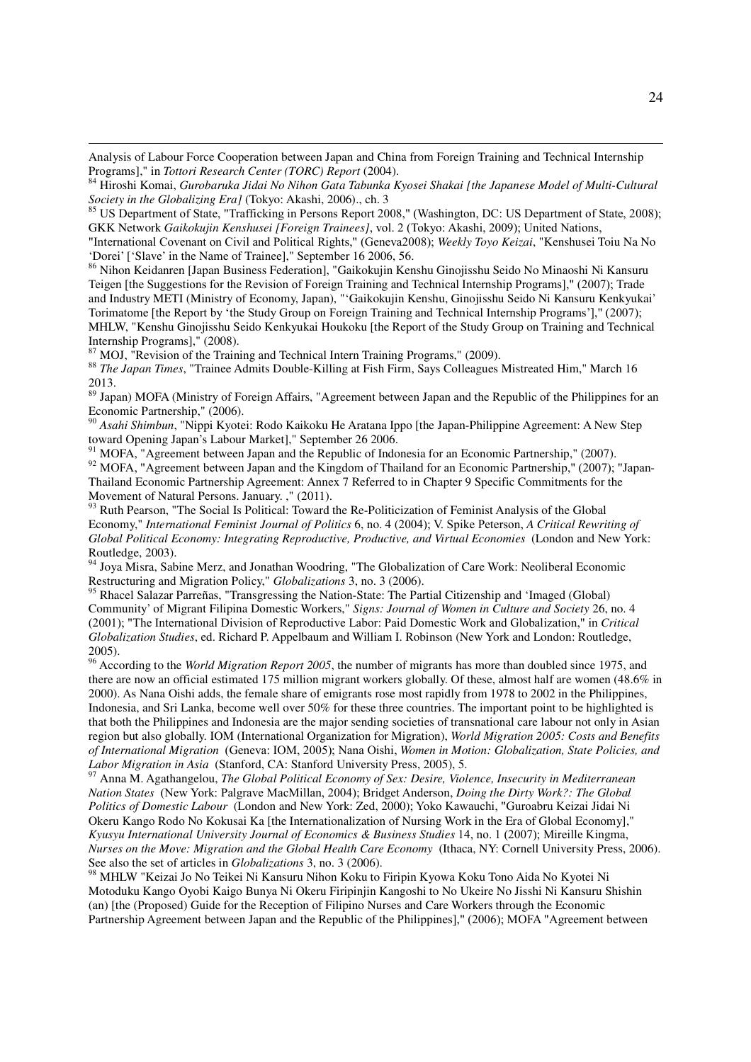Analysis of Labour Force Cooperation between Japan and China from Foreign Training and Technical Internship Programs]," in *Tottori Research Center (TORC) Report* (2004).

[84] Hiroshi Komai, *Gurobaruka Jidai No Nihon Gata Tabunka Kyosei Shakai [the Japanese Model of Multi-Cultural Society in the Globalizing Era]* (Tokyo: Akashi, 2006)., ch. 3

[85] US Department of State, "Trafficking in Persons Report 2008," (Washington, DC: US Department of State, 2008); GKK Network *Gaikokujin Kenshusei [Foreign Trainees]*, vol. 2 (Tokyo: Akashi, 2009); United Nations, "International Covenant on Civil and Political Rights," (Geneva2008); *Weekly Toyo Keizai*, "Kenshusei Toiu Na No 'Dorei' ['Slave' in the Name of Trainee]," September 16 2006, 56.

[86] Nihon Keidanren [Japan Business Federation], "Gaikokujin Kenshu Ginojisshu Seido No Minaoshi Ni Kansuru Teigen [the Suggestions for the Revision of Foreign Training and Technical Internship Programs]," (2007); Trade and Industry METI (Ministry of Economy, Japan), "'Gaikokujin Kenshu, Ginojisshu Seido Ni Kansuru Kenkyukai' Torimatome [the Report by 'the Study Group on Foreign Training and Technical Internship Programs']," (2007); MHLW, "Kenshu Ginojisshu Seido Kenkyukai Houkoku [the Report of the Study Group on Training and Technical Internship Programs]," (2008).

[87] MOJ, "Revision of the Training and Technical Intern Training Programs," (2009).

[88] *The Japan Times*, "Trainee Admits Double-Killing at Fish Firm, Says Colleagues Mistreated Him," March 16 2013.

[89] Japan) MOFA (Ministry of Foreign Affairs, "Agreement between Japan and the Republic of the Philippines for an Economic Partnership," (2006).

[90] *Asahi Shimbun*, "Nippi Kyotei: Rodo Kaikoku He Aratana Ippo [the Japan-Philippine Agreement: A New Step toward Opening Japan's Labour Market]," September 26 2006.

[91] MOFA, "Agreement between Japan and the Republic of Indonesia for an Economic Partnership," (2007).

[92] MOFA, "Agreement between Japan and the Kingdom of Thailand for an Economic Partnership," (2007); "Japan-Thailand Economic Partnership Agreement: Annex 7 Referred to in Chapter 9 Specific Commitments for the Movement of Natural Persons. January. ," (2011).

[93] Ruth Pearson, "The Social Is Political: Toward the Re-Politicization of Feminist Analysis of the Global Economy," *International Feminist Journal of Politics* 6, no. 4 (2004); V. Spike Peterson, *A Critical Rewriting of Global Political Economy: Integrating Reproductive, Productive, and Virtual Economies* (London and New York: Routledge, 2003).

[94] Joya Misra, Sabine Merz, and Jonathan Woodring, "The Globalization of Care Work: Neoliberal Economic Restructuring and Migration Policy," *Globalizations* 3, no. 3 (2006).

[95] Rhacel Salazar Parreñas, "Transgressing the Nation-State: The Partial Citizenship and 'Imaged (Global) Community' of Migrant Filipina Domestic Workers," *Signs: Journal of Women in Culture and Society* 26, no. 4 (2001); "The International Division of Reproductive Labor: Paid Domestic Work and Globalization," in *Critical Globalization Studies*, ed. Richard P. Appelbaum and William I. Robinson (New York and London: Routledge, 2005).

[96] According to the *World Migration Report 2005*, the number of migrants has more than doubled since 1975, and there are now an official estimated 175 million migrant workers globally. Of these, almost half are women (48.6% in 2000). As Nana Oishi adds, the female share of emigrants rose most rapidly from 1978 to 2002 in the Philippines, Indonesia, and Sri Lanka, become well over 50% for these three countries. The important point to be highlighted is that both the Philippines and Indonesia are the major sending societies of transnational care labour not only in Asian region but also globally. IOM (International Organization for Migration), *World Migration 2005: Costs and Benefits of International Migration* (Geneva: IOM, 2005); Nana Oishi, *Women in Motion: Globalization, State Policies, and Labor Migration in Asia* (Stanford, CA: Stanford University Press, 2005), 5.

[97] Anna M. Agathangelou, *The Global Political Economy of Sex: Desire, Violence, Insecurity in Mediterranean Nation States* (New York: Palgrave MacMillan, 2004); Bridget Anderson, *Doing the Dirty Work?: The Global Politics of Domestic Labour* (London and New York: Zed, 2000); Yoko Kawauchi, "Guroabru Keizai Jidai Ni Okeru Kango Rodo No Kokusai Ka [the Internationalization of Nursing Work in the Era of Global Economy]," *Kyusyu International University Journal of Economics & Business Studies* 14, no. 1 (2007); Mireille Kingma, *Nurses on the Move: Migration and the Global Health Care Economy* (Ithaca, NY: Cornell University Press, 2006). See also the set of articles in *Globalizations* 3, no. 3 (2006).

[98] MHLW "Keizai Jo No Teikei Ni Kansuru Nihon Koku to Firipin Kyowa Koku Tono Aida No Kyotei Ni Motoduku Kango Oyobi Kaigo Bunya Ni Okeru Firipinjin Kangoshi to No Ukeire No Jisshi Ni Kansuru Shishin (an) [the (Proposed) Guide for the Reception of Filipino Nurses and Care Workers through the Economic Partnership Agreement between Japan and the Republic of the Philippines]," (2006); MOFA "Agreement between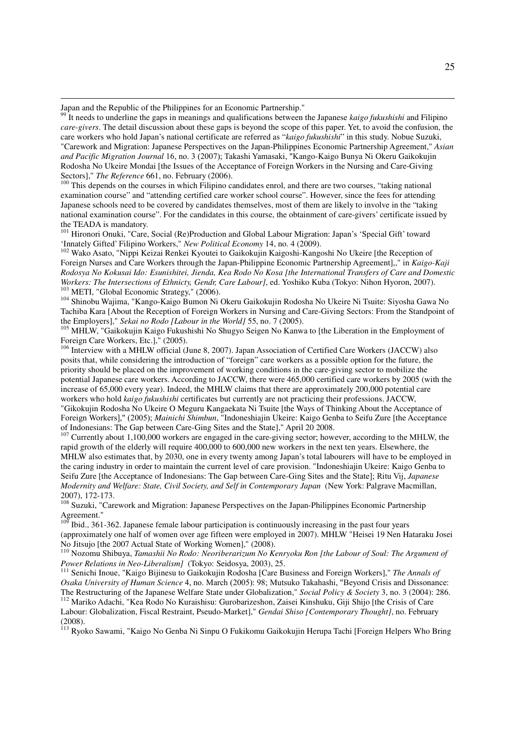Japan and the Republic of the Philippines for an Economic Partnership."

[99] It needs to underline the gaps in meanings and qualifications between the Japanese *kaigo fukushishi* and Filipino *care-givers*. The detail discussion about these gaps is beyond the scope of this paper. Yet, to avoid the confusion, the care workers who hold Japan's national certificate are referred as "*kaigo fukushishi*" in this study. Nobue Suzuki, "Carework and Migration: Japanese Perspectives on the Japan-Philippines Economic Partnership Agreement," *Asian and Pacific Migration Journal* 16, no. 3 (2007); Takashi Yamasaki, "Kango-Kaigo Bunya Ni Okeru Gaikokujin Rodosha No Ukeire Mondai [the Issues of the Acceptance of Foreign Workers in the Nursing and Care-Giving Sectors]," *The Reference* 661, no. February (2006).

[100] This depends on the courses in which Filipino candidates enrol, and there are two courses, "taking national examination course" and "attending certified care worker school course". However, since the fees for attending Japanese schools need to be covered by candidates themselves, most of them are likely to involve in the "taking national examination course". For the candidates in this course, the obtainment of care-givers' certificate issued by the TEADA is mandatory.

[101] Hironori Onuki, "Care, Social (Re)Production and Global Labour Migration: Japan's 'Special Gift' toward 'Innately Gifted' Filipino Workers," *New Political Economy* 14, no. 4 (2009).

[102] Wako Asato, "Nippi Keizai Renkei Kyoutei to Gaikokujin Kaigoshi-Kangoshi No Ukeire [the Reception of Foreign Nurses and Care Workers through the Japan-Philippine Economic Partnership Agreement],," in *Kaigo-Kaji Rodosya No Kokusai Ido: Esunishitei, Jienda, Kea Rodo No Kosa [the International Transfers of Care and Domestic Workers: The Intersections of Ethnicty, Gendr, Care Labour]*, ed. Yoshiko Kuba (Tokyo: Nihon Hyoron, 2007).

[103] METI, "Global Economic Strategy," (2006).

[104] Shinobu Wajima, "Kango-Kaigo Bumon Ni Okeru Gaikokujin Rodosha No Ukeire Ni Tsuite: Siyosha Gawa No Tachiba Kara [About the Reception of Foreign Workers in Nursing and Care-Giving Sectors: From the Standpoint of the Employers]," *Sekai no Rodo [Labour in the World]* 55, no. 7 (2005).

[105] MHLW, "Gaikokujin Kaigo Fukushishi No Shugyo Seigen No Kanwa to [the Liberation in the Employment of Foreign Care Workers, Etc.]," (2005).

[106] Interview with a MHLW official (June 8, 2007). Japan Association of Certified Care Workers (JACCW) also posits that, while considering the introduction of "foreign" care workers as a possible option for the future, the priority should be placed on the improvement of working conditions in the care-giving sector to mobilize the potential Japanese care workers. According to JACCW, there were 465,000 certified care workers by 2005 (with the increase of 65,000 every year). Indeed, the MHLW claims that there are approximately 200,000 potential care workers who hold *kaigo fukushishi* certificates but currently are not practicing their professions. JACCW, "Gikokujin Rodosha No Ukeire O Meguru Kangaekata Ni Tsuite [the Ways of Thinking About the Acceptance of Foreign Workers]," (2005); *Mainichi Shimbun*, "Indoneshiajin Ukeire: Kaigo Genba to Seifu Zure [the Acceptance of Indonesians: The Gap between Care-Ging Sites and the State]," April 20 2008.

[107] Currently about 1,100,000 workers are engaged in the care-giving sector; however, according to the MHLW, the rapid growth of the elderly will require 400,000 to 600,000 new workers in the next ten years. Elsewhere, the MHLW also estimates that, by 2030, one in every twenty among Japan's total labourers will have to be employed in the caring industry in order to maintain the current level of care provision. "Indoneshiajin Ukeire: Kaigo Genba to Seifu Zure [the Acceptance of Indonesians: The Gap between Care-Ging Sites and the State]; Ritu Vij, *Japanese Modernity and Welfare: State, Civil Society, and Self in Contemporary Japan* (New York: Palgrave Macmillan, 2007), 172-173.

[108] Suzuki, "Carework and Migration: Japanese Perspectives on the Japan-Philippines Economic Partnership Agreement."

[109] Ibid., 361-362. Japanese female labour participation is continuously increasing in the past four years (approximately one half of women over age fifteen were employed in 2007). MHLW "Heisei 19 Nen Hataraku Josei No Jitsujo [the 2007 Actual State of Working Women]," (2008).

[110] Nozomu Shibuya, *Tamashii No Rodo: Neoriberarizum No Kenryoku Ron [the Labour of Soul: The Argument of Power Relations in Neo-Liberalism]* (Tokyo: Seidosya, 2003), 25.

[111] Senichi Inoue, "Kaigo Bijinesu to Gaikokujin Rodosha [Care Business and Foreign Workers]," *The Annals of Osaka University of Human Science* 4, no. March (2005): 98; Mutsuko Takahashi, "Beyond Crisis and Dissonance: The Restructuring of the Japanese Welfare State under Globalization," *Social Policy & Society* 3, no. 3 (2004): 286.

[112] Mariko Adachi, "Kea Rodo No Kuraishisu: Gurobarizeshon, Zaisei Kinshuku, Giji Shijo [the Crisis of Care Labour: Globalization, Fiscal Restraint, Pseudo-Market]," *Gendai Shiso [Contemporary Thought]*, no. February (2008).

[113] Ryoko Sawami, "Kaigo No Genba Ni Sinpu O Fukikomu Gaikokujin Herupa Tachi [Foreign Helpers Who Bring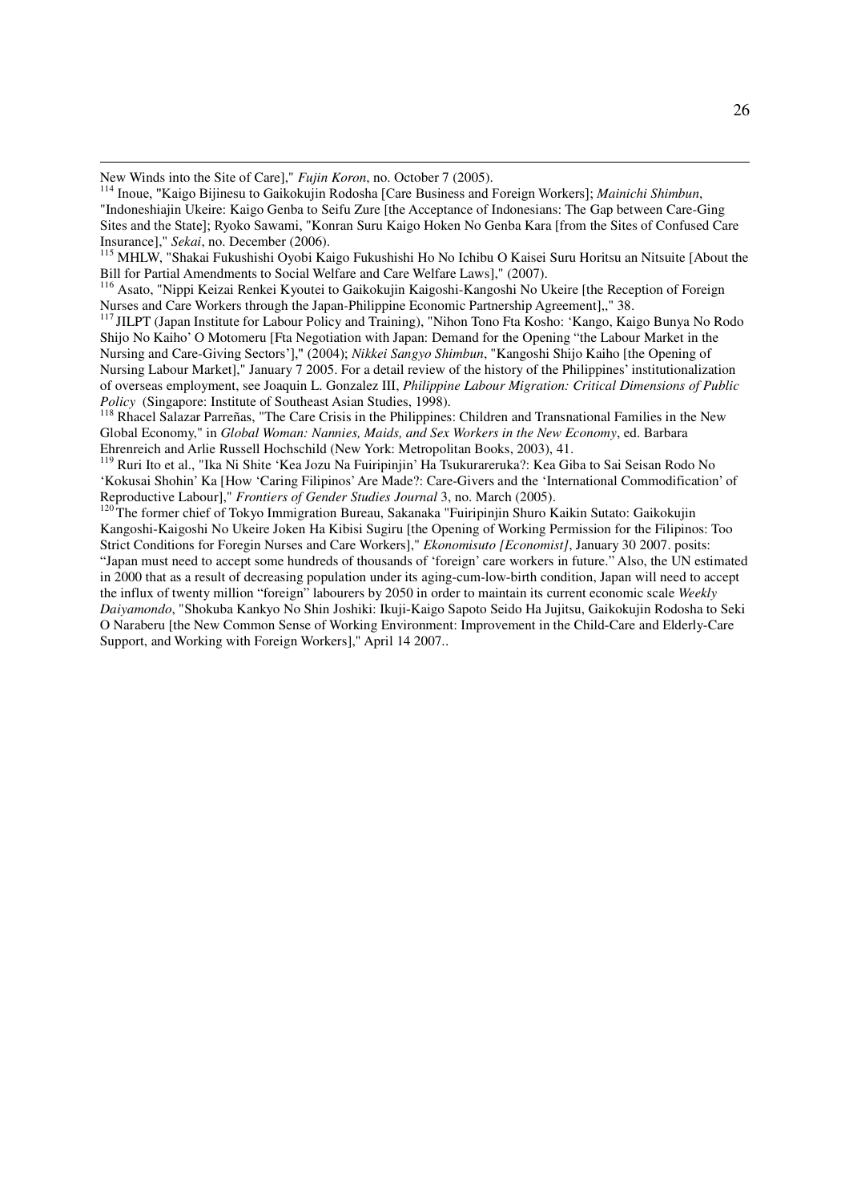New Winds into the Site of Care]," *Fujin Koron*, no. October 7 (2005).

[114] Inoue, "Kaigo Bijinesu to Gaikokujin Rodosha [Care Business and Foreign Workers]; *Mainichi Shimbun*, "Indoneshiajin Ukeire: Kaigo Genba to Seifu Zure [the Acceptance of Indonesians: The Gap between Care-Ging Sites and the State]; Ryoko Sawami, "Konran Suru Kaigo Hoken No Genba Kara [from the Sites of Confused Care Insurance]," *Sekai*, no. December (2006).

[115] MHLW, "Shakai Fukushishi Oyobi Kaigo Fukushishi Ho No Ichibu O Kaisei Suru Horitsu an Nitsuite [About the Bill for Partial Amendments to Social Welfare and Care Welfare Laws]," (2007).

[116] Asato, "Nippi Keizai Renkei Kyoutei to Gaikokujin Kaigoshi-Kangoshi No Ukeire [the Reception of Foreign Nurses and Care Workers through the Japan-Philippine Economic Partnership Agreement],," 38.

[117] JILPT (Japan Institute for Labour Policy and Training), "Nihon Tono Fta Kosho: 'Kango, Kaigo Bunya No Rodo Shijo No Kaiho' O Motomeru [Fta Negotiation with Japan: Demand for the Opening "the Labour Market in the Nursing and Care-Giving Sectors']," (2004); *Nikkei Sangyo Shimbun*, "Kangoshi Shijo Kaiho [the Opening of Nursing Labour Market]," January 7 2005. For a detail review of the history of the Philippines' institutionalization of overseas employment, see Joaquin L. Gonzalez III, *Philippine Labour Migration: Critical Dimensions of Public Policy* (Singapore: Institute of Southeast Asian Studies, 1998).

[118] Rhacel Salazar Parreñas, "The Care Crisis in the Philippines: Children and Transnational Families in the New Global Economy," in *Global Woman: Nannies, Maids, and Sex Workers in the New Economy*, ed. Barbara Ehrenreich and Arlie Russell Hochschild (New York: Metropolitan Books, 2003), 41.

[119] Ruri Ito et al., "Ika Ni Shite 'Kea Jozu Na Fuiripinjin' Ha Tsukurareruka?: Kea Giba to Sai Seisan Rodo No 'Kokusai Shohin' Ka [How 'Caring Filipinos' Are Made?: Care-Givers and the 'International Commodification' of Reproductive Labour]," *Frontiers of Gender Studies Journal* 3, no. March (2005).

[120] The former chief of Tokyo Immigration Bureau, Sakanaka "Fuiripinjin Shuro Kaikin Sutato: Gaikokujin Kangoshi-Kaigoshi No Ukeire Joken Ha Kibisi Sugiru [the Opening of Working Permission for the Filipinos: Too Strict Conditions for Foregin Nurses and Care Workers]," *Ekonomisuto [Economist]*, January 30 2007. posits: "Japan must need to accept some hundreds of thousands of 'foreign' care workers in future." Also, the UN estimated in 2000 that as a result of decreasing population under its aging-cum-low-birth condition, Japan will need to accept the influx of twenty million "foreign" labourers by 2050 in order to maintain its current economic scale *Weekly Daiyamondo*, "Shokuba Kankyo No Shin Joshiki: Ikuji-Kaigo Sapoto Seido Ha Jujitsu, Gaikokujin Rodosha to Seki O Naraberu [the New Common Sense of Working Environment: Improvement in the Child-Care and Elderly-Care Support, and Working with Foreign Workers]," April 14 2007..